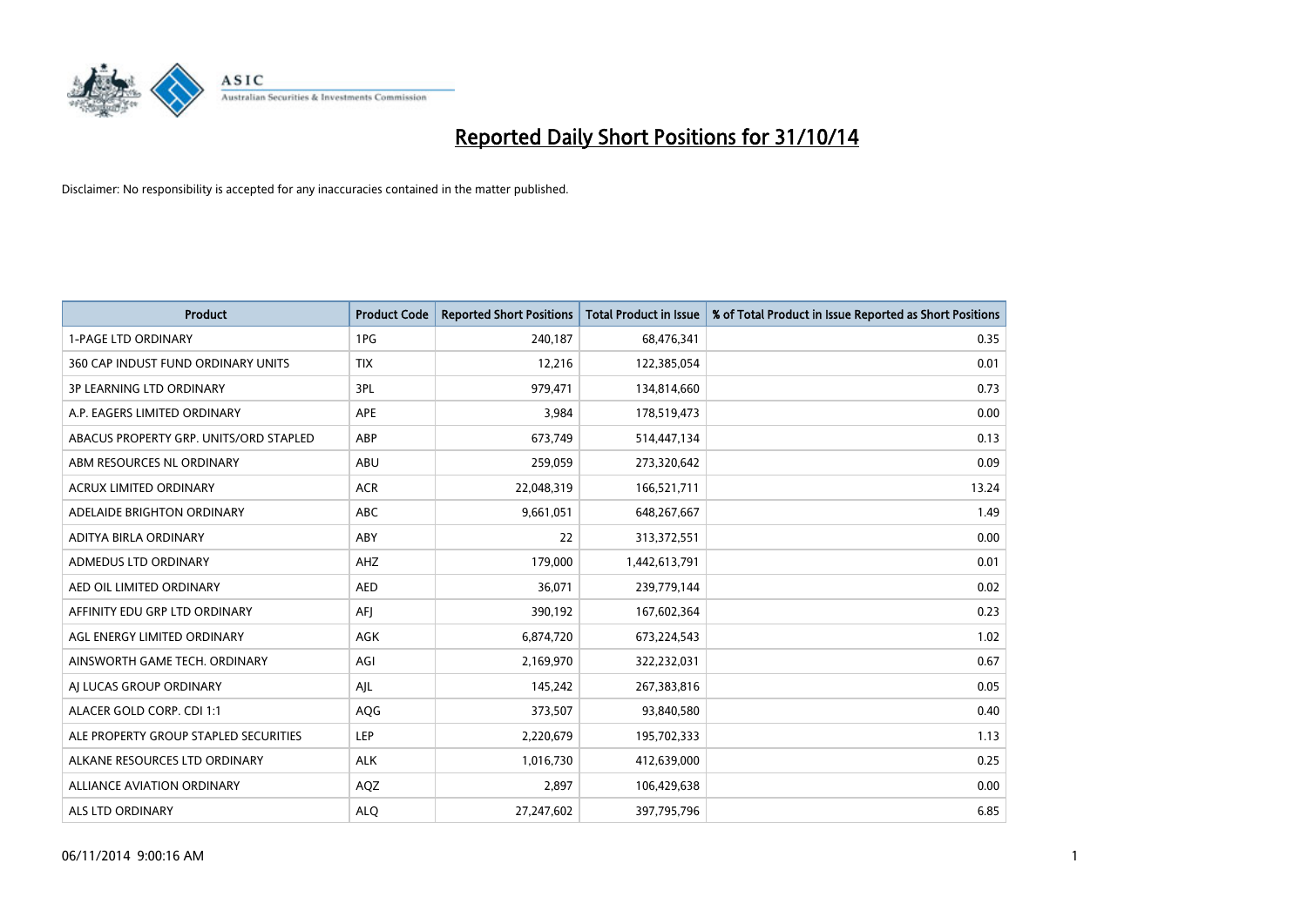# Reported Daily Short Positions for 31/10/14

Disclaimer: No responsibility is accepted for any inaccuracies contained in the matter published.

| Product | Product Code | Reported Short Positions | Total Product in Issue | % of Total Product in Issue Reported as Short Positions |
|---|---|---|---|---|
| 1-PAGE LTD ORDINARY | 1PG | 240,187 | 68,476,341 | 0.35 |
| 360 CAP INDUST FUND ORDINARY UNITS | TIX | 12,216 | 122,385,054 | 0.01 |
| 3P LEARNING LTD ORDINARY | 3PL | 979,471 | 134,814,660 | 0.73 |
| A.P. EAGERS LIMITED ORDINARY | APE | 3,984 | 178,519,473 | 0.00 |
| ABACUS PROPERTY GRP. UNITS/ORD STAPLED | ABP | 673,749 | 514,447,134 | 0.13 |
| ABM RESOURCES NL ORDINARY | ABU | 259,059 | 273,320,642 | 0.09 |
| ACRUX LIMITED ORDINARY | ACR | 22,048,319 | 166,521,711 | 13.24 |
| ADELAIDE BRIGHTON ORDINARY | ABC | 9,661,051 | 648,267,667 | 1.49 |
| ADITYA BIRLA ORDINARY | ABY | 22 | 313,372,551 | 0.00 |
| ADMEDUS LTD ORDINARY | AHZ | 179,000 | 1,442,613,791 | 0.01 |
| AED OIL LIMITED ORDINARY | AED | 36,071 | 239,779,144 | 0.02 |
| AFFINITY EDU GRP LTD ORDINARY | AFJ | 390,192 | 167,602,364 | 0.23 |
| AGL ENERGY LIMITED ORDINARY | AGK | 6,874,720 | 673,224,543 | 1.02 |
| AINSWORTH GAME TECH. ORDINARY | AGI | 2,169,970 | 322,232,031 | 0.67 |
| AJ LUCAS GROUP ORDINARY | AJL | 145,242 | 267,383,816 | 0.05 |
| ALACER GOLD CORP. CDI 1:1 | AQG | 373,507 | 93,840,580 | 0.40 |
| ALE PROPERTY GROUP STAPLED SECURITIES | LEP | 2,220,679 | 195,702,333 | 1.13 |
| ALKANE RESOURCES LTD ORDINARY | ALK | 1,016,730 | 412,639,000 | 0.25 |
| ALLIANCE AVIATION ORDINARY | AQZ | 2,897 | 106,429,638 | 0.00 |
| ALS LTD ORDINARY | ALQ | 27,247,602 | 397,795,796 | 6.85 |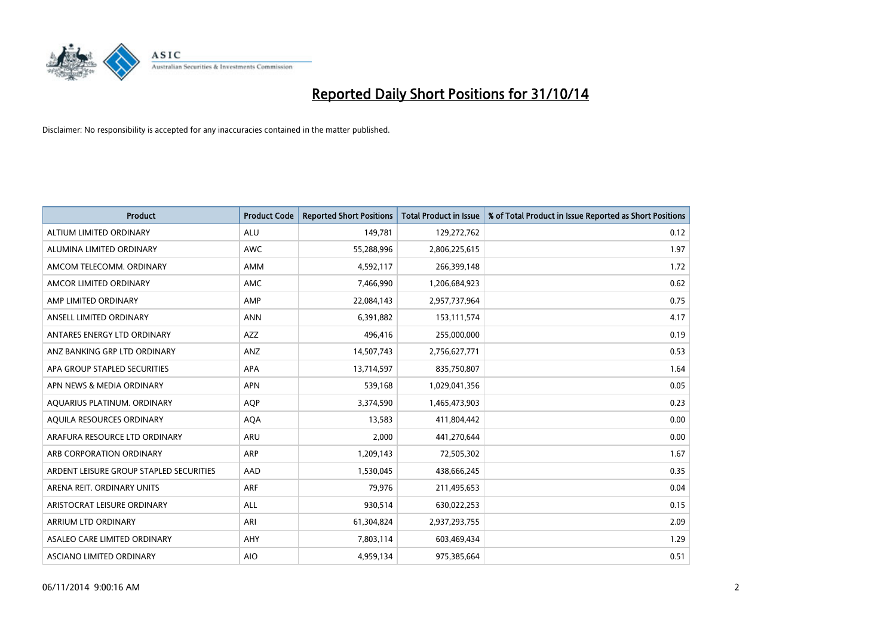# Reported Daily Short Positions for 31/10/14

Disclaimer: No responsibility is accepted for any inaccuracies contained in the matter published.

| Product | Product Code | Reported Short Positions | Total Product in Issue | % of Total Product in Issue Reported as Short Positions |
| --- | --- | --- | --- | --- |
| ALTIUM LIMITED ORDINARY | ALU | 149,781 | 129,272,762 | 0.12 |
| ALUMINA LIMITED ORDINARY | AWC | 55,288,996 | 2,806,225,615 | 1.97 |
| AMCOM TELECOMM. ORDINARY | AMM | 4,592,117 | 266,399,148 | 1.72 |
| AMCOR LIMITED ORDINARY | AMC | 7,466,990 | 1,206,684,923 | 0.62 |
| AMP LIMITED ORDINARY | AMP | 22,084,143 | 2,957,737,964 | 0.75 |
| ANSELL LIMITED ORDINARY | ANN | 6,391,882 | 153,111,574 | 4.17 |
| ANTARES ENERGY LTD ORDINARY | AZZ | 496,416 | 255,000,000 | 0.19 |
| ANZ BANKING GRP LTD ORDINARY | ANZ | 14,507,743 | 2,756,627,771 | 0.53 |
| APA GROUP STAPLED SECURITIES | APA | 13,714,597 | 835,750,807 | 1.64 |
| APN NEWS & MEDIA ORDINARY | APN | 539,168 | 1,029,041,356 | 0.05 |
| AQUARIUS PLATINUM. ORDINARY | AQP | 3,374,590 | 1,465,473,903 | 0.23 |
| AQUILA RESOURCES ORDINARY | AQA | 13,583 | 411,804,442 | 0.00 |
| ARAFURA RESOURCE LTD ORDINARY | ARU | 2,000 | 441,270,644 | 0.00 |
| ARB CORPORATION ORDINARY | ARP | 1,209,143 | 72,505,302 | 1.67 |
| ARDENT LEISURE GROUP STAPLED SECURITIES | AAD | 1,530,045 | 438,666,245 | 0.35 |
| ARENA REIT. ORDINARY UNITS | ARF | 79,976 | 211,495,653 | 0.04 |
| ARISTOCRAT LEISURE ORDINARY | ALL | 930,514 | 630,022,253 | 0.15 |
| ARRIUM LTD ORDINARY | ARI | 61,304,824 | 2,937,293,755 | 2.09 |
| ASALEO CARE LIMITED ORDINARY | AHY | 7,803,114 | 603,469,434 | 1.29 |
| ASCIANO LIMITED ORDINARY | AIO | 4,959,134 | 975,385,664 | 0.51 |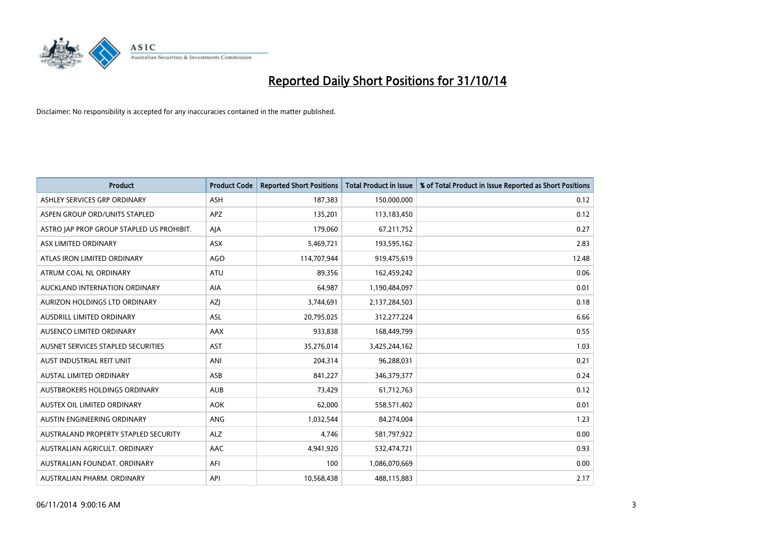# Reported Daily Short Positions for 31/10/14

Disclaimer: No responsibility is accepted for any inaccuracies contained in the matter published.

| Product | Product Code | Reported Short Positions | Total Product in Issue | % of Total Product in Issue Reported as Short Positions |
|---|---|---|---|---|
| ASHLEY SERVICES GRP ORDINARY | ASH | 187,383 | 150,000,000 | 0.12 |
| ASPEN GROUP ORD/UNITS STAPLED | APZ | 135,201 | 113,183,450 | 0.12 |
| ASTRO JAP PROP GROUP STAPLED US PROHIBIT. | AJA | 179,060 | 67,211,752 | 0.27 |
| ASX LIMITED ORDINARY | ASX | 5,469,721 | 193,595,162 | 2.83 |
| ATLAS IRON LIMITED ORDINARY | AGO | 114,707,944 | 919,475,619 | 12.48 |
| ATRUM COAL NL ORDINARY | ATU | 89,356 | 162,459,242 | 0.06 |
| AUCKLAND INTERNATION ORDINARY | AIA | 64,987 | 1,190,484,097 | 0.01 |
| AURIZON HOLDINGS LTD ORDINARY | AZJ | 3,744,691 | 2,137,284,503 | 0.18 |
| AUSDRILL LIMITED ORDINARY | ASL | 20,795,025 | 312,277,224 | 6.66 |
| AUSENCO LIMITED ORDINARY | AAX | 933,838 | 168,449,799 | 0.55 |
| AUSNET SERVICES STAPLED SECURITIES | AST | 35,276,014 | 3,425,244,162 | 1.03 |
| AUST INDUSTRIAL REIT UNIT | ANI | 204,314 | 96,288,031 | 0.21 |
| AUSTAL LIMITED ORDINARY | ASB | 841,227 | 346,379,377 | 0.24 |
| AUSTBROKERS HOLDINGS ORDINARY | AUB | 73,429 | 61,712,763 | 0.12 |
| AUSTEX OIL LIMITED ORDINARY | AOK | 62,000 | 558,571,402 | 0.01 |
| AUSTIN ENGINEERING ORDINARY | ANG | 1,032,544 | 84,274,004 | 1.23 |
| AUSTRALAND PROPERTY STAPLED SECURITY | ALZ | 4,746 | 581,797,922 | 0.00 |
| AUSTRALIAN AGRICULT. ORDINARY | AAC | 4,941,920 | 532,474,721 | 0.93 |
| AUSTRALIAN FOUNDAT. ORDINARY | AFI | 100 | 1,086,070,669 | 0.00 |
| AUSTRALIAN PHARM. ORDINARY | API | 10,568,438 | 488,115,883 | 2.17 |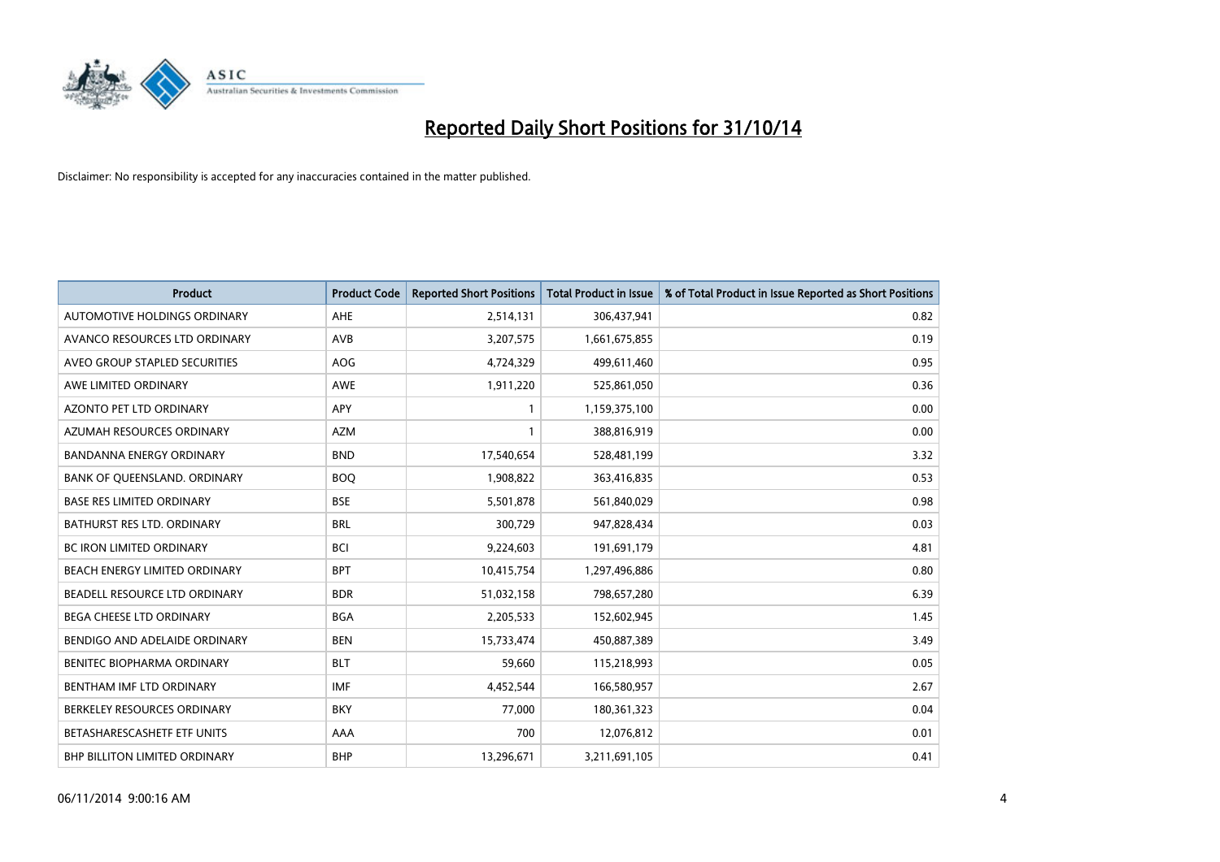# Reported Daily Short Positions for 31/10/14

Disclaimer: No responsibility is accepted for any inaccuracies contained in the matter published.

| Product | Product Code | Reported Short Positions | Total Product in Issue | % of Total Product in Issue Reported as Short Positions |
|---|---|---|---|---|
| AUTOMOTIVE HOLDINGS ORDINARY | AHE | 2,514,131 | 306,437,941 | 0.82 |
| AVANCO RESOURCES LTD ORDINARY | AVB | 3,207,575 | 1,661,675,855 | 0.19 |
| AVEO GROUP STAPLED SECURITIES | AOG | 4,724,329 | 499,611,460 | 0.95 |
| AWE LIMITED ORDINARY | AWE | 1,911,220 | 525,861,050 | 0.36 |
| AZONTO PET LTD ORDINARY | APY | 1 | 1,159,375,100 | 0.00 |
| AZUMAH RESOURCES ORDINARY | AZM | 1 | 388,816,919 | 0.00 |
| BANDANNA ENERGY ORDINARY | BND | 17,540,654 | 528,481,199 | 3.32 |
| BANK OF QUEENSLAND. ORDINARY | BOQ | 1,908,822 | 363,416,835 | 0.53 |
| BASE RES LIMITED ORDINARY | BSE | 5,501,878 | 561,840,029 | 0.98 |
| BATHURST RES LTD. ORDINARY | BRL | 300,729 | 947,828,434 | 0.03 |
| BC IRON LIMITED ORDINARY | BCI | 9,224,603 | 191,691,179 | 4.81 |
| BEACH ENERGY LIMITED ORDINARY | BPT | 10,415,754 | 1,297,496,886 | 0.80 |
| BEADELL RESOURCE LTD ORDINARY | BDR | 51,032,158 | 798,657,280 | 6.39 |
| BEGA CHEESE LTD ORDINARY | BGA | 2,205,533 | 152,602,945 | 1.45 |
| BENDIGO AND ADELAIDE ORDINARY | BEN | 15,733,474 | 450,887,389 | 3.49 |
| BENITEC BIOPHARMA ORDINARY | BLT | 59,660 | 115,218,993 | 0.05 |
| BENTHAM IMF LTD ORDINARY | IMF | 4,452,544 | 166,580,957 | 2.67 |
| BERKELEY RESOURCES ORDINARY | BKY | 77,000 | 180,361,323 | 0.04 |
| BETASHARESCASHETF ETF UNITS | AAA | 700 | 12,076,812 | 0.01 |
| BHP BILLITON LIMITED ORDINARY | BHP | 13,296,671 | 3,211,691,105 | 0.41 |

06/11/2014 9:00:16 AM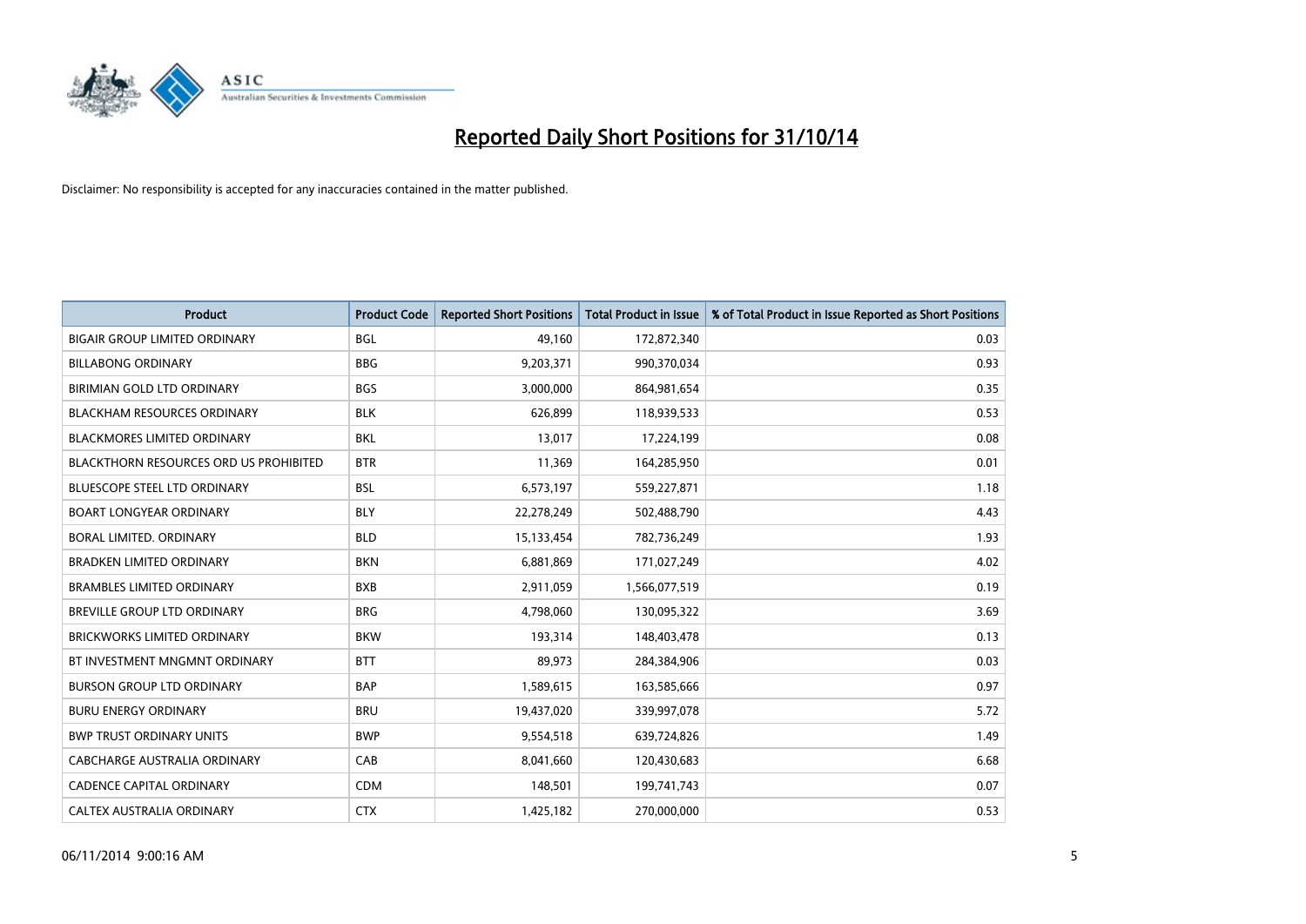# Reported Daily Short Positions for 31/10/14

Disclaimer: No responsibility is accepted for any inaccuracies contained in the matter published.

| Product | Product Code | Reported Short Positions | Total Product in Issue | % of Total Product in Issue Reported as Short Positions |
|---|---|---|---|---|
| BIGAIR GROUP LIMITED ORDINARY | BGL | 49,160 | 172,872,340 | 0.03 |
| BILLABONG ORDINARY | BBG | 9,203,371 | 990,370,034 | 0.93 |
| BIRIMIAN GOLD LTD ORDINARY | BGS | 3,000,000 | 864,981,654 | 0.35 |
| BLACKHAM RESOURCES ORDINARY | BLK | 626,899 | 118,939,533 | 0.53 |
| BLACKMORES LIMITED ORDINARY | BKL | 13,017 | 17,224,199 | 0.08 |
| BLACKTHORN RESOURCES ORD US PROHIBITED | BTR | 11,369 | 164,285,950 | 0.01 |
| BLUESCOPE STEEL LTD ORDINARY | BSL | 6,573,197 | 559,227,871 | 1.18 |
| BOART LONGYEAR ORDINARY | BLY | 22,278,249 | 502,488,790 | 4.43 |
| BORAL LIMITED. ORDINARY | BLD | 15,133,454 | 782,736,249 | 1.93 |
| BRADKEN LIMITED ORDINARY | BKN | 6,881,869 | 171,027,249 | 4.02 |
| BRAMBLES LIMITED ORDINARY | BXB | 2,911,059 | 1,566,077,519 | 0.19 |
| BREVILLE GROUP LTD ORDINARY | BRG | 4,798,060 | 130,095,322 | 3.69 |
| BRICKWORKS LIMITED ORDINARY | BKW | 193,314 | 148,403,478 | 0.13 |
| BT INVESTMENT MNGMNT ORDINARY | BTT | 89,973 | 284,384,906 | 0.03 |
| BURSON GROUP LTD ORDINARY | BAP | 1,589,615 | 163,585,666 | 0.97 |
| BURU ENERGY ORDINARY | BRU | 19,437,020 | 339,997,078 | 5.72 |
| BWP TRUST ORDINARY UNITS | BWP | 9,554,518 | 639,724,826 | 1.49 |
| CABCHARGE AUSTRALIA ORDINARY | CAB | 8,041,660 | 120,430,683 | 6.68 |
| CADENCE CAPITAL ORDINARY | CDM | 148,501 | 199,741,743 | 0.07 |
| CALTEX AUSTRALIA ORDINARY | CTX | 1,425,182 | 270,000,000 | 0.53 |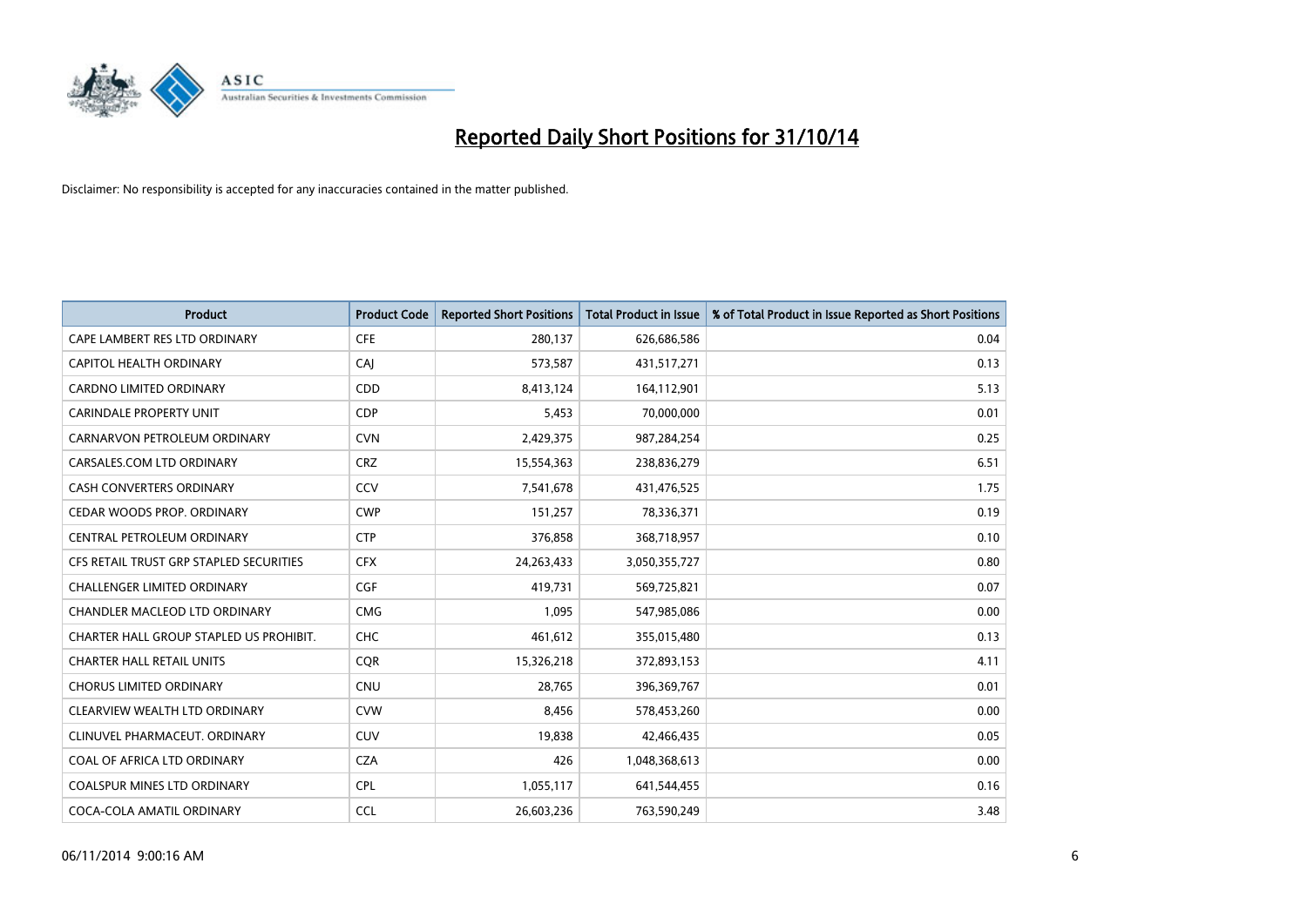# Reported Daily Short Positions for 31/10/14

Disclaimer: No responsibility is accepted for any inaccuracies contained in the matter published.

| Product | Product Code | Reported Short Positions | Total Product in Issue | % of Total Product in Issue Reported as Short Positions |
|---|---|---|---|---|
| CAPE LAMBERT RES LTD ORDINARY | CFE | 280,137 | 626,686,586 | 0.04 |
| CAPITOL HEALTH ORDINARY | CAJ | 573,587 | 431,517,271 | 0.13 |
| CARDNO LIMITED ORDINARY | CDD | 8,413,124 | 164,112,901 | 5.13 |
| CARINDALE PROPERTY UNIT | CDP | 5,453 | 70,000,000 | 0.01 |
| CARNARVON PETROLEUM ORDINARY | CVN | 2,429,375 | 987,284,254 | 0.25 |
| CARSALES.COM LTD ORDINARY | CRZ | 15,554,363 | 238,836,279 | 6.51 |
| CASH CONVERTERS ORDINARY | CCV | 7,541,678 | 431,476,525 | 1.75 |
| CEDAR WOODS PROP. ORDINARY | CWP | 151,257 | 78,336,371 | 0.19 |
| CENTRAL PETROLEUM ORDINARY | CTP | 376,858 | 368,718,957 | 0.10 |
| CFS RETAIL TRUST GRP STAPLED SECURITIES | CFX | 24,263,433 | 3,050,355,727 | 0.80 |
| CHALLENGER LIMITED ORDINARY | CGF | 419,731 | 569,725,821 | 0.07 |
| CHANDLER MACLEOD LTD ORDINARY | CMG | 1,095 | 547,985,086 | 0.00 |
| CHARTER HALL GROUP STAPLED US PROHIBIT. | CHC | 461,612 | 355,015,480 | 0.13 |
| CHARTER HALL RETAIL UNITS | CQR | 15,326,218 | 372,893,153 | 4.11 |
| CHORUS LIMITED ORDINARY | CNU | 28,765 | 396,369,767 | 0.01 |
| CLEARVIEW WEALTH LTD ORDINARY | CVW | 8,456 | 578,453,260 | 0.00 |
| CLINUVEL PHARMACEUT. ORDINARY | CUV | 19,838 | 42,466,435 | 0.05 |
| COAL OF AFRICA LTD ORDINARY | CZA | 426 | 1,048,368,613 | 0.00 |
| COALSPUR MINES LTD ORDINARY | CPL | 1,055,117 | 641,544,455 | 0.16 |
| COCA-COLA AMATIL ORDINARY | CCL | 26,603,236 | 763,590,249 | 3.48 |

06/11/2014 9:00:16 AM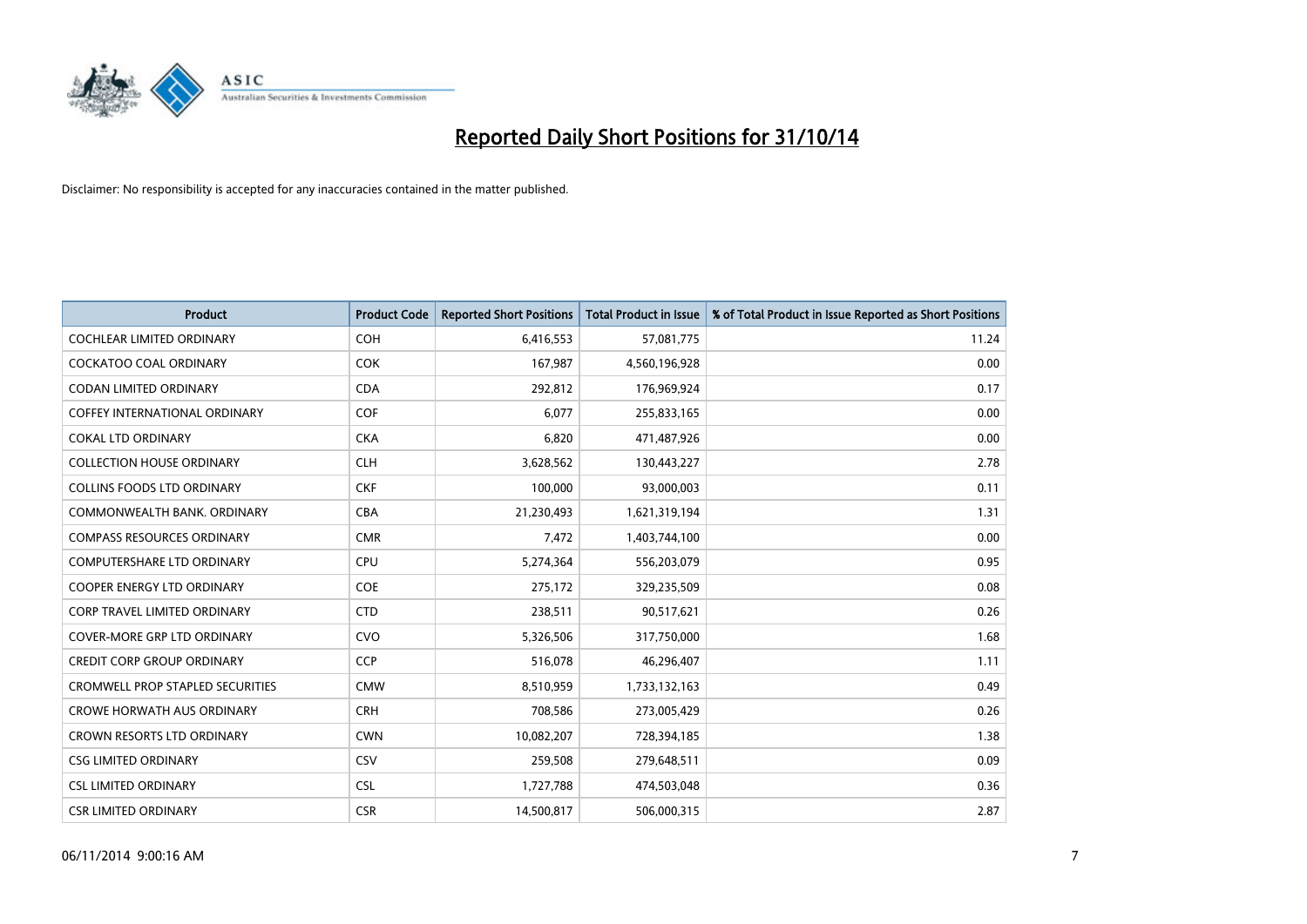# Reported Daily Short Positions for 31/10/14

Disclaimer: No responsibility is accepted for any inaccuracies contained in the matter published.

| Product | Product Code | Reported Short Positions | Total Product in Issue | % of Total Product in Issue Reported as Short Positions |
|---|---|---|---|---|
| COCHLEAR LIMITED ORDINARY | COH | 6,416,553 | 57,081,775 | 11.24 |
| COCKATOO COAL ORDINARY | COK | 167,987 | 4,560,196,928 | 0.00 |
| CODAN LIMITED ORDINARY | CDA | 292,812 | 176,969,924 | 0.17 |
| COFFEY INTERNATIONAL ORDINARY | COF | 6,077 | 255,833,165 | 0.00 |
| COKAL LTD ORDINARY | CKA | 6,820 | 471,487,926 | 0.00 |
| COLLECTION HOUSE ORDINARY | CLH | 3,628,562 | 130,443,227 | 2.78 |
| COLLINS FOODS LTD ORDINARY | CKF | 100,000 | 93,000,003 | 0.11 |
| COMMONWEALTH BANK. ORDINARY | CBA | 21,230,493 | 1,621,319,194 | 1.31 |
| COMPASS RESOURCES ORDINARY | CMR | 7,472 | 1,403,744,100 | 0.00 |
| COMPUTERSHARE LTD ORDINARY | CPU | 5,274,364 | 556,203,079 | 0.95 |
| COOPER ENERGY LTD ORDINARY | COE | 275,172 | 329,235,509 | 0.08 |
| CORP TRAVEL LIMITED ORDINARY | CTD | 238,511 | 90,517,621 | 0.26 |
| COVER-MORE GRP LTD ORDINARY | CVO | 5,326,506 | 317,750,000 | 1.68 |
| CREDIT CORP GROUP ORDINARY | CCP | 516,078 | 46,296,407 | 1.11 |
| CROMWELL PROP STAPLED SECURITIES | CMW | 8,510,959 | 1,733,132,163 | 0.49 |
| CROWE HORWATH AUS ORDINARY | CRH | 708,586 | 273,005,429 | 0.26 |
| CROWN RESORTS LTD ORDINARY | CWN | 10,082,207 | 728,394,185 | 1.38 |
| CSG LIMITED ORDINARY | CSV | 259,508 | 279,648,511 | 0.09 |
| CSL LIMITED ORDINARY | CSL | 1,727,788 | 474,503,048 | 0.36 |
| CSR LIMITED ORDINARY | CSR | 14,500,817 | 506,000,315 | 2.87 |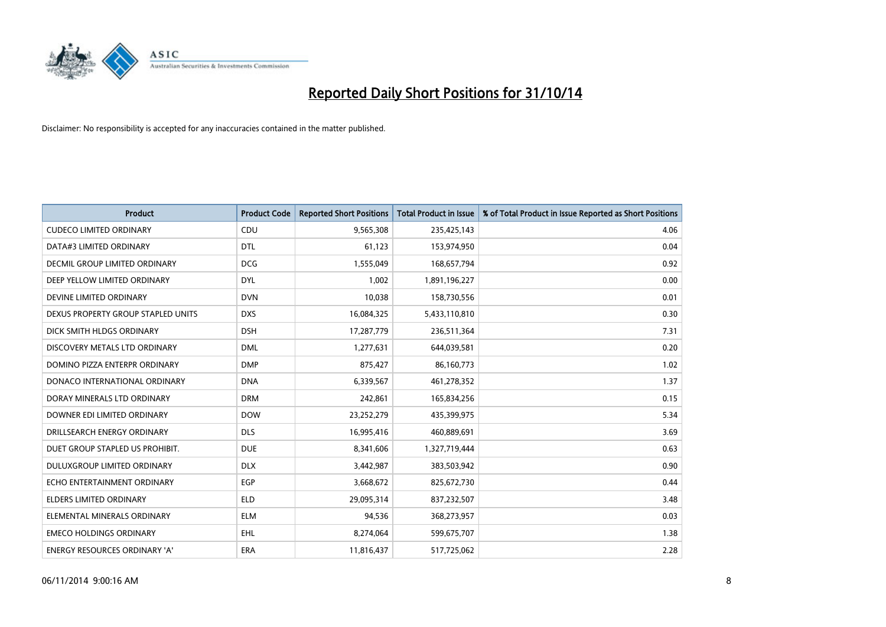# Reported Daily Short Positions for 31/10/14

Disclaimer: No responsibility is accepted for any inaccuracies contained in the matter published.

| Product | Product Code | Reported Short Positions | Total Product in Issue | % of Total Product in Issue Reported as Short Positions |
|---|---|---|---|---|
| CUDECO LIMITED ORDINARY | CDU | 9,565,308 | 235,425,143 | 4.06 |
| DATA#3 LIMITED ORDINARY | DTL | 61,123 | 153,974,950 | 0.04 |
| DECMIL GROUP LIMITED ORDINARY | DCG | 1,555,049 | 168,657,794 | 0.92 |
| DEEP YELLOW LIMITED ORDINARY | DYL | 1,002 | 1,891,196,227 | 0.00 |
| DEVINE LIMITED ORDINARY | DVN | 10,038 | 158,730,556 | 0.01 |
| DEXUS PROPERTY GROUP STAPLED UNITS | DXS | 16,084,325 | 5,433,110,810 | 0.30 |
| DICK SMITH HLDGS ORDINARY | DSH | 17,287,779 | 236,511,364 | 7.31 |
| DISCOVERY METALS LTD ORDINARY | DML | 1,277,631 | 644,039,581 | 0.20 |
| DOMINO PIZZA ENTERPR ORDINARY | DMP | 875,427 | 86,160,773 | 1.02 |
| DONACO INTERNATIONAL ORDINARY | DNA | 6,339,567 | 461,278,352 | 1.37 |
| DORAY MINERALS LTD ORDINARY | DRM | 242,861 | 165,834,256 | 0.15 |
| DOWNER EDI LIMITED ORDINARY | DOW | 23,252,279 | 435,399,975 | 5.34 |
| DRILLSEARCH ENERGY ORDINARY | DLS | 16,995,416 | 460,889,691 | 3.69 |
| DUET GROUP STAPLED US PROHIBIT. | DUE | 8,341,606 | 1,327,719,444 | 0.63 |
| DULUXGROUP LIMITED ORDINARY | DLX | 3,442,987 | 383,503,942 | 0.90 |
| ECHO ENTERTAINMENT ORDINARY | EGP | 3,668,672 | 825,672,730 | 0.44 |
| ELDERS LIMITED ORDINARY | ELD | 29,095,314 | 837,232,507 | 3.48 |
| ELEMENTAL MINERALS ORDINARY | ELM | 94,536 | 368,273,957 | 0.03 |
| EMECO HOLDINGS ORDINARY | EHL | 8,274,064 | 599,675,707 | 1.38 |
| ENERGY RESOURCES ORDINARY 'A' | ERA | 11,816,437 | 517,725,062 | 2.28 |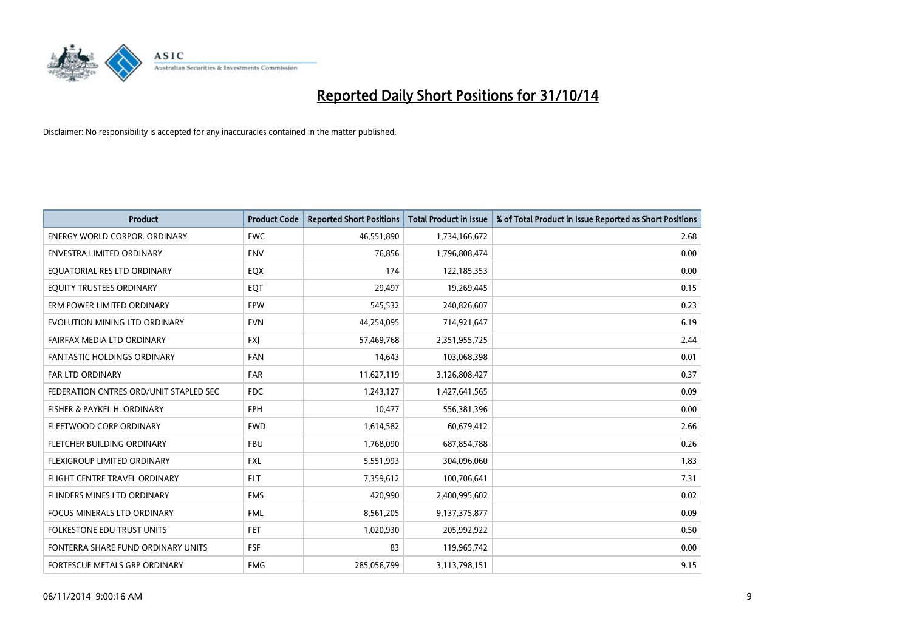# Reported Daily Short Positions for 31/10/14

Disclaimer: No responsibility is accepted for any inaccuracies contained in the matter published.

| Product | Product Code | Reported Short Positions | Total Product in Issue | % of Total Product in Issue Reported as Short Positions |
|---|---|---|---|---|
| ENERGY WORLD CORPOR. ORDINARY | EWC | 46,551,890 | 1,734,166,672 | 2.68 |
| ENVESTRA LIMITED ORDINARY | ENV | 76,856 | 1,796,808,474 | 0.00 |
| EQUATORIAL RES LTD ORDINARY | EQX | 174 | 122,185,353 | 0.00 |
| EQUITY TRUSTEES ORDINARY | EQT | 29,497 | 19,269,445 | 0.15 |
| ERM POWER LIMITED ORDINARY | EPW | 545,532 | 240,826,607 | 0.23 |
| EVOLUTION MINING LTD ORDINARY | EVN | 44,254,095 | 714,921,647 | 6.19 |
| FAIRFAX MEDIA LTD ORDINARY | FXJ | 57,469,768 | 2,351,955,725 | 2.44 |
| FANTASTIC HOLDINGS ORDINARY | FAN | 14,643 | 103,068,398 | 0.01 |
| FAR LTD ORDINARY | FAR | 11,627,119 | 3,126,808,427 | 0.37 |
| FEDERATION CNTRES ORD/UNIT STAPLED SEC | FDC | 1,243,127 | 1,427,641,565 | 0.09 |
| FISHER & PAYKEL H. ORDINARY | FPH | 10,477 | 556,381,396 | 0.00 |
| FLEETWOOD CORP ORDINARY | FWD | 1,614,582 | 60,679,412 | 2.66 |
| FLETCHER BUILDING ORDINARY | FBU | 1,768,090 | 687,854,788 | 0.26 |
| FLEXIGROUP LIMITED ORDINARY | FXL | 5,551,993 | 304,096,060 | 1.83 |
| FLIGHT CENTRE TRAVEL ORDINARY | FLT | 7,359,612 | 100,706,641 | 7.31 |
| FLINDERS MINES LTD ORDINARY | FMS | 420,990 | 2,400,995,602 | 0.02 |
| FOCUS MINERALS LTD ORDINARY | FML | 8,561,205 | 9,137,375,877 | 0.09 |
| FOLKESTONE EDU TRUST UNITS | FET | 1,020,930 | 205,992,922 | 0.50 |
| FONTERRA SHARE FUND ORDINARY UNITS | FSF | 83 | 119,965,742 | 0.00 |
| FORTESCUE METALS GRP ORDINARY | FMG | 285,056,799 | 3,113,798,151 | 9.15 |

06/11/2014 9:00:16 AM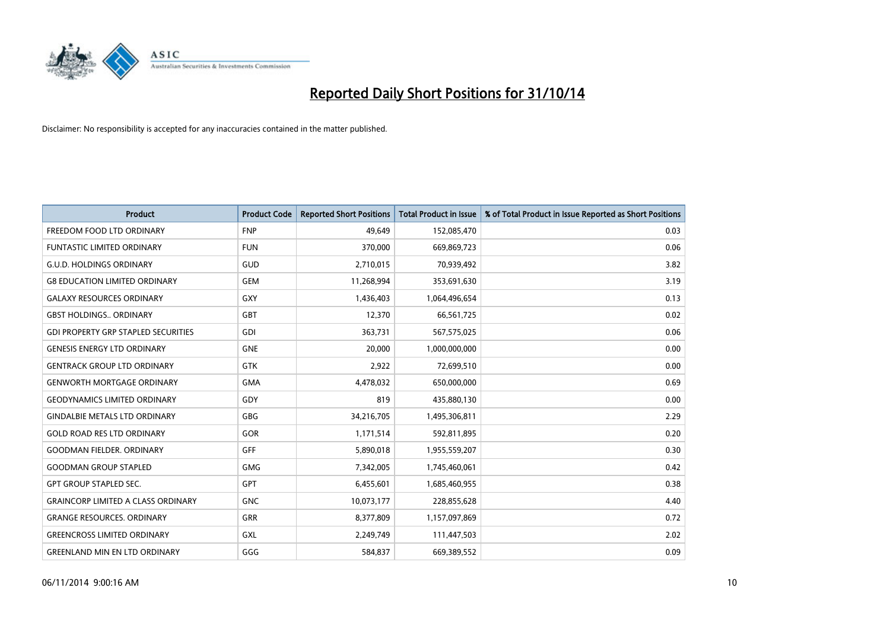# Reported Daily Short Positions for 31/10/14

Disclaimer: No responsibility is accepted for any inaccuracies contained in the matter published.

| Product | Product Code | Reported Short Positions | Total Product in Issue | % of Total Product in Issue Reported as Short Positions |
|---|---|---|---|---|
| FREEDOM FOOD LTD ORDINARY | FNP | 49,649 | 152,085,470 | 0.03 |
| FUNTASTIC LIMITED ORDINARY | FUN | 370,000 | 669,869,723 | 0.06 |
| G.U.D. HOLDINGS ORDINARY | GUD | 2,710,015 | 70,939,492 | 3.82 |
| G8 EDUCATION LIMITED ORDINARY | GEM | 11,268,994 | 353,691,630 | 3.19 |
| GALAXY RESOURCES ORDINARY | GXY | 1,436,403 | 1,064,496,654 | 0.13 |
| GBST HOLDINGS.. ORDINARY | GBT | 12,370 | 66,561,725 | 0.02 |
| GDI PROPERTY GRP STAPLED SECURITIES | GDI | 363,731 | 567,575,025 | 0.06 |
| GENESIS ENERGY LTD ORDINARY | GNE | 20,000 | 1,000,000,000 | 0.00 |
| GENTRACK GROUP LTD ORDINARY | GTK | 2,922 | 72,699,510 | 0.00 |
| GENWORTH MORTGAGE ORDINARY | GMA | 4,478,032 | 650,000,000 | 0.69 |
| GEODYNAMICS LIMITED ORDINARY | GDY | 819 | 435,880,130 | 0.00 |
| GINDALBIE METALS LTD ORDINARY | GBG | 34,216,705 | 1,495,306,811 | 2.29 |
| GOLD ROAD RES LTD ORDINARY | GOR | 1,171,514 | 592,811,895 | 0.20 |
| GOODMAN FIELDER. ORDINARY | GFF | 5,890,018 | 1,955,559,207 | 0.30 |
| GOODMAN GROUP STAPLED | GMG | 7,342,005 | 1,745,460,061 | 0.42 |
| GPT GROUP STAPLED SEC. | GPT | 6,455,601 | 1,685,460,955 | 0.38 |
| GRAINCORP LIMITED A CLASS ORDINARY | GNC | 10,073,177 | 228,855,628 | 4.40 |
| GRANGE RESOURCES. ORDINARY | GRR | 8,377,809 | 1,157,097,869 | 0.72 |
| GREENCROSS LIMITED ORDINARY | GXL | 2,249,749 | 111,447,503 | 2.02 |
| GREENLAND MIN EN LTD ORDINARY | GGG | 584,837 | 669,389,552 | 0.09 |

06/11/2014 9:00:16 AM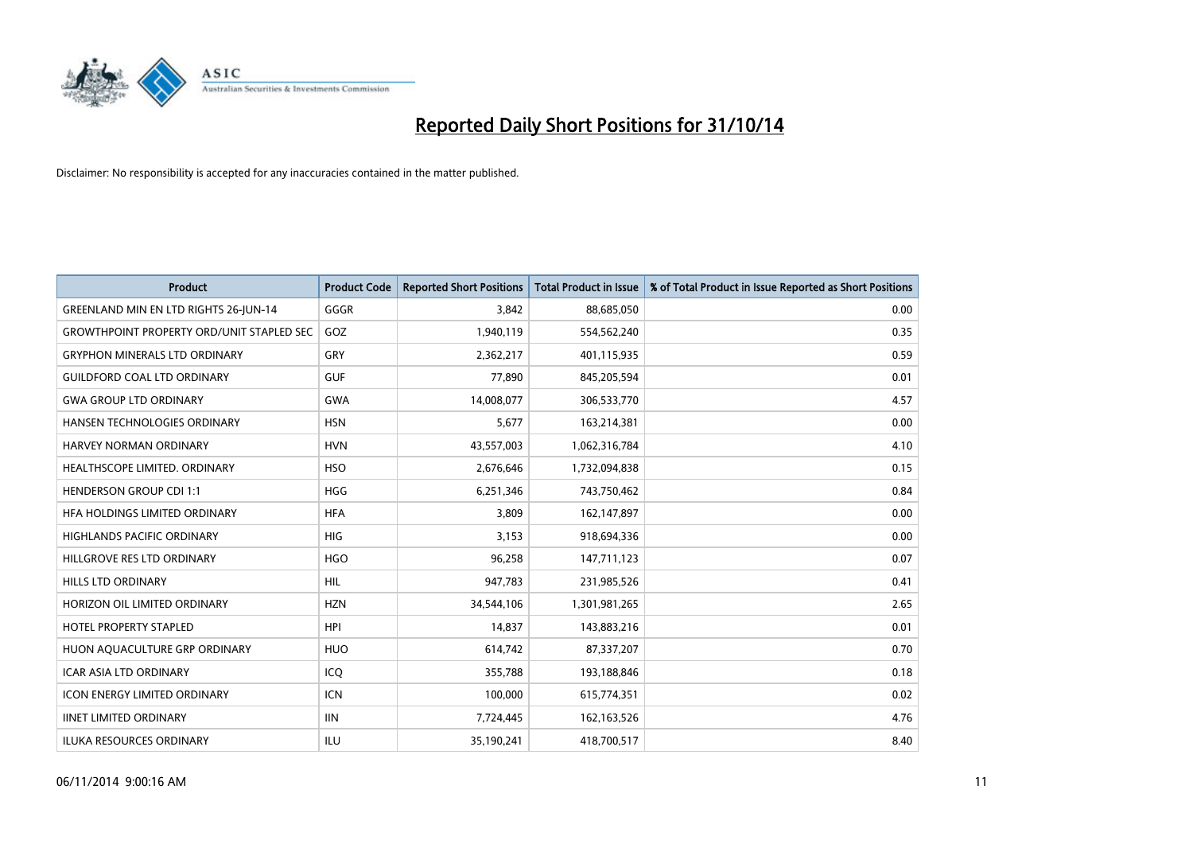# Reported Daily Short Positions for 31/10/14

Disclaimer: No responsibility is accepted for any inaccuracies contained in the matter published.

| Product | Product Code | Reported Short Positions | Total Product in Issue | % of Total Product in Issue Reported as Short Positions |
|---|---|---|---|---|
| GREENLAND MIN EN LTD RIGHTS 26-JUN-14 | GGGR | 3,842 | 88,685,050 | 0.00 |
| GROWTHPOINT PROPERTY ORD/UNIT STAPLED SEC | GOZ | 1,940,119 | 554,562,240 | 0.35 |
| GRYPHON MINERALS LTD ORDINARY | GRY | 2,362,217 | 401,115,935 | 0.59 |
| GUILDFORD COAL LTD ORDINARY | GUF | 77,890 | 845,205,594 | 0.01 |
| GWA GROUP LTD ORDINARY | GWA | 14,008,077 | 306,533,770 | 4.57 |
| HANSEN TECHNOLOGIES ORDINARY | HSN | 5,677 | 163,214,381 | 0.00 |
| HARVEY NORMAN ORDINARY | HVN | 43,557,003 | 1,062,316,784 | 4.10 |
| HEALTHSCOPE LIMITED. ORDINARY | HSO | 2,676,646 | 1,732,094,838 | 0.15 |
| HENDERSON GROUP CDI 1:1 | HGG | 6,251,346 | 743,750,462 | 0.84 |
| HFA HOLDINGS LIMITED ORDINARY | HFA | 3,809 | 162,147,897 | 0.00 |
| HIGHLANDS PACIFIC ORDINARY | HIG | 3,153 | 918,694,336 | 0.00 |
| HILLGROVE RES LTD ORDINARY | HGO | 96,258 | 147,711,123 | 0.07 |
| HILLS LTD ORDINARY | HIL | 947,783 | 231,985,526 | 0.41 |
| HORIZON OIL LIMITED ORDINARY | HZN | 34,544,106 | 1,301,981,265 | 2.65 |
| HOTEL PROPERTY STAPLED | HPI | 14,837 | 143,883,216 | 0.01 |
| HUON AQUACULTURE GRP ORDINARY | HUO | 614,742 | 87,337,207 | 0.70 |
| ICAR ASIA LTD ORDINARY | ICQ | 355,788 | 193,188,846 | 0.18 |
| ICON ENERGY LIMITED ORDINARY | ICN | 100,000 | 615,774,351 | 0.02 |
| IINET LIMITED ORDINARY | IIN | 7,724,445 | 162,163,526 | 4.76 |
| ILUKA RESOURCES ORDINARY | ILU | 35,190,241 | 418,700,517 | 8.40 |

06/11/2014 9:00:16 AM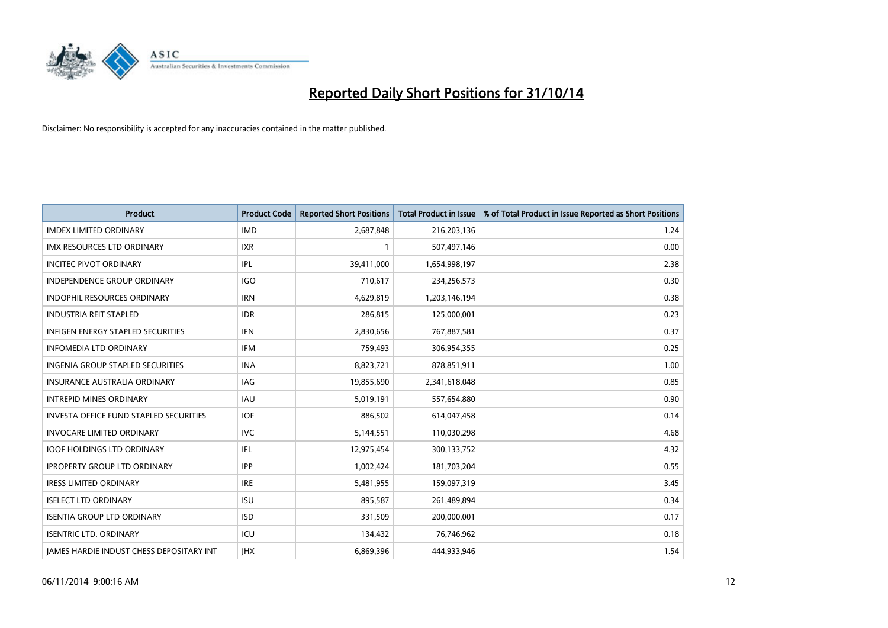# Reported Daily Short Positions for 31/10/14

Disclaimer: No responsibility is accepted for any inaccuracies contained in the matter published.

| Product | Product Code | Reported Short Positions | Total Product in Issue | % of Total Product in Issue Reported as Short Positions |
|---|---|---|---|---|
| IMDEX LIMITED ORDINARY | IMD | 2,687,848 | 216,203,136 | 1.24 |
| IMX RESOURCES LTD ORDINARY | IXR | 1 | 507,497,146 | 0.00 |
| INCITEC PIVOT ORDINARY | IPL | 39,411,000 | 1,654,998,197 | 2.38 |
| INDEPENDENCE GROUP ORDINARY | IGO | 710,617 | 234,256,573 | 0.30 |
| INDOPHIL RESOURCES ORDINARY | IRN | 4,629,819 | 1,203,146,194 | 0.38 |
| INDUSTRIA REIT STAPLED | IDR | 286,815 | 125,000,001 | 0.23 |
| INFIGEN ENERGY STAPLED SECURITIES | IFN | 2,830,656 | 767,887,581 | 0.37 |
| INFOMEDIA LTD ORDINARY | IFM | 759,493 | 306,954,355 | 0.25 |
| INGENIA GROUP STAPLED SECURITIES | INA | 8,823,721 | 878,851,911 | 1.00 |
| INSURANCE AUSTRALIA ORDINARY | IAG | 19,855,690 | 2,341,618,048 | 0.85 |
| INTREPID MINES ORDINARY | IAU | 5,019,191 | 557,654,880 | 0.90 |
| INVESTA OFFICE FUND STAPLED SECURITIES | IOF | 886,502 | 614,047,458 | 0.14 |
| INVOCARE LIMITED ORDINARY | IVC | 5,144,551 | 110,030,298 | 4.68 |
| IOOF HOLDINGS LTD ORDINARY | IFL | 12,975,454 | 300,133,752 | 4.32 |
| IPROPERTY GROUP LTD ORDINARY | IPP | 1,002,424 | 181,703,204 | 0.55 |
| IRESS LIMITED ORDINARY | IRE | 5,481,955 | 159,097,319 | 3.45 |
| ISELECT LTD ORDINARY | ISU | 895,587 | 261,489,894 | 0.34 |
| ISENTIA GROUP LTD ORDINARY | ISD | 331,509 | 200,000,001 | 0.17 |
| ISENTRIC LTD. ORDINARY | ICU | 134,432 | 76,746,962 | 0.18 |
| JAMES HARDIE INDUST CHESS DEPOSITARY INT | JHX | 6,869,396 | 444,933,946 | 1.54 |

06/11/2014 9:00:16 AM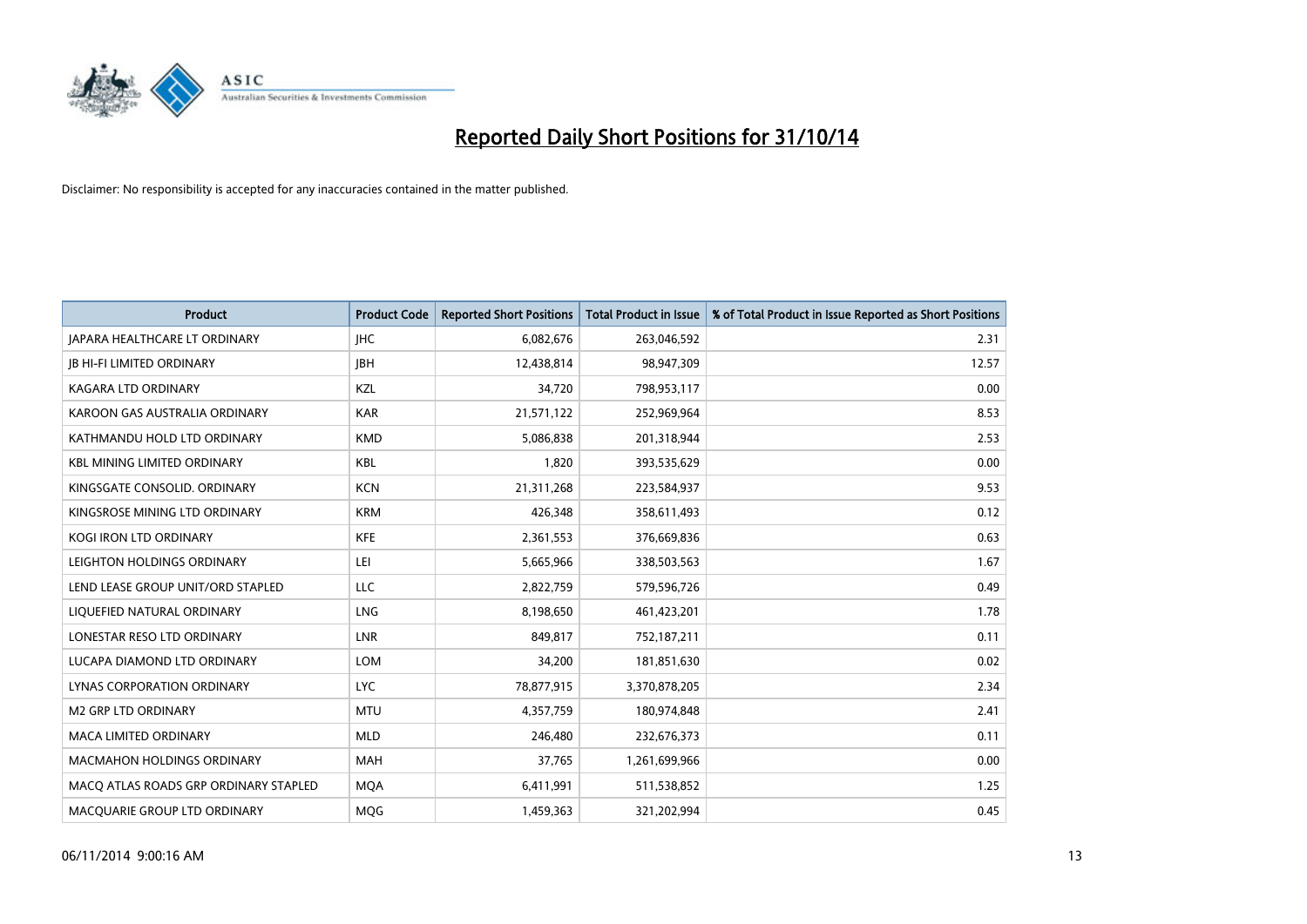# Reported Daily Short Positions for 31/10/14

Disclaimer: No responsibility is accepted for any inaccuracies contained in the matter published.

| Product | Product Code | Reported Short Positions | Total Product in Issue | % of Total Product in Issue Reported as Short Positions |
|---|---|---|---|---|
| JAPARA HEALTHCARE LT ORDINARY | JHC | 6,082,676 | 263,046,592 | 2.31 |
| JB HI-FI LIMITED ORDINARY | JBH | 12,438,814 | 98,947,309 | 12.57 |
| KAGARA LTD ORDINARY | KZL | 34,720 | 798,953,117 | 0.00 |
| KAROON GAS AUSTRALIA ORDINARY | KAR | 21,571,122 | 252,969,964 | 8.53 |
| KATHMANDU HOLD LTD ORDINARY | KMD | 5,086,838 | 201,318,944 | 2.53 |
| KBL MINING LIMITED ORDINARY | KBL | 1,820 | 393,535,629 | 0.00 |
| KINGSGATE CONSOLID. ORDINARY | KCN | 21,311,268 | 223,584,937 | 9.53 |
| KINGSROSE MINING LTD ORDINARY | KRM | 426,348 | 358,611,493 | 0.12 |
| KOGI IRON LTD ORDINARY | KFE | 2,361,553 | 376,669,836 | 0.63 |
| LEIGHTON HOLDINGS ORDINARY | LEI | 5,665,966 | 338,503,563 | 1.67 |
| LEND LEASE GROUP UNIT/ORD STAPLED | LLC | 2,822,759 | 579,596,726 | 0.49 |
| LIQUEFIED NATURAL ORDINARY | LNG | 8,198,650 | 461,423,201 | 1.78 |
| LONESTAR RESO LTD ORDINARY | LNR | 849,817 | 752,187,211 | 0.11 |
| LUCAPA DIAMOND LTD ORDINARY | LOM | 34,200 | 181,851,630 | 0.02 |
| LYNAS CORPORATION ORDINARY | LYC | 78,877,915 | 3,370,878,205 | 2.34 |
| M2 GRP LTD ORDINARY | MTU | 4,357,759 | 180,974,848 | 2.41 |
| MACA LIMITED ORDINARY | MLD | 246,480 | 232,676,373 | 0.11 |
| MACMAHON HOLDINGS ORDINARY | MAH | 37,765 | 1,261,699,966 | 0.00 |
| MACQ ATLAS ROADS GRP ORDINARY STAPLED | MQA | 6,411,991 | 511,538,852 | 1.25 |
| MACQUARIE GROUP LTD ORDINARY | MQG | 1,459,363 | 321,202,994 | 0.45 |

06/11/2014 9:00:16 AM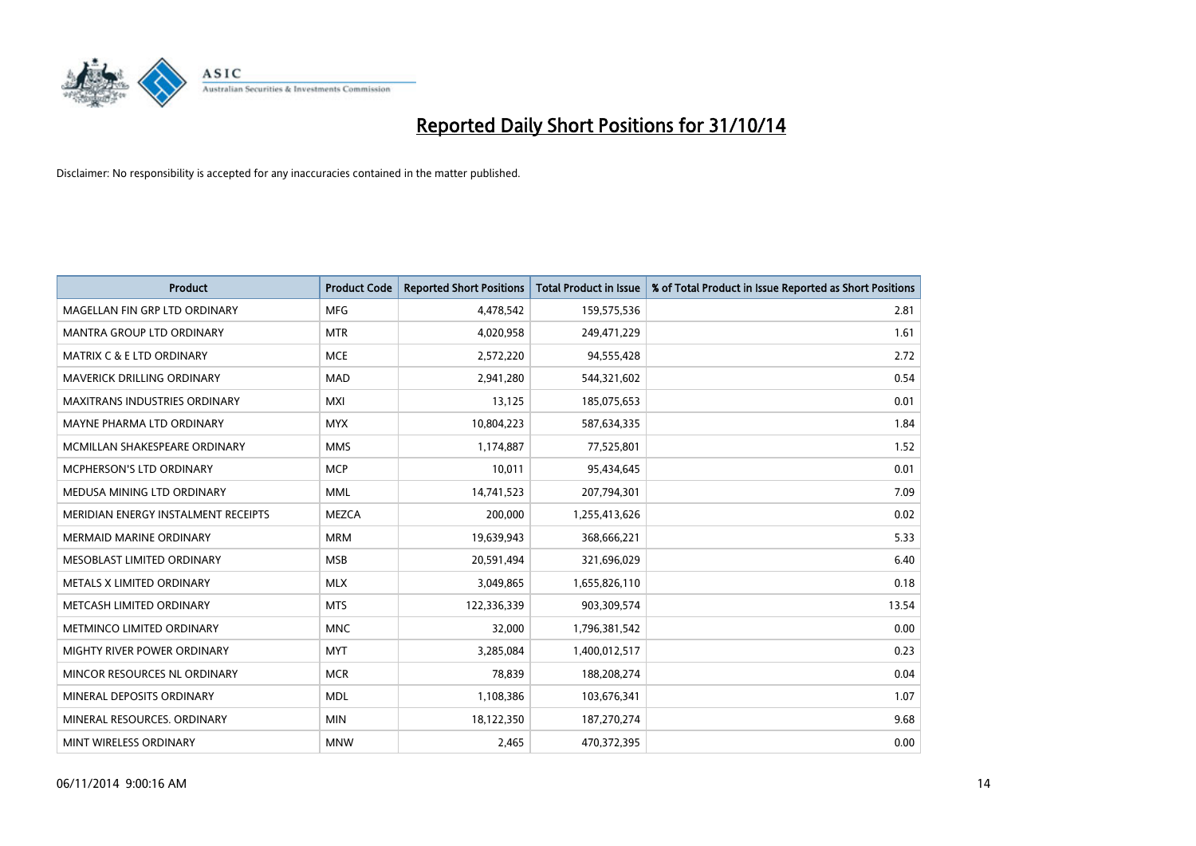# Reported Daily Short Positions for 31/10/14

Disclaimer: No responsibility is accepted for any inaccuracies contained in the matter published.

| Product | Product Code | Reported Short Positions | Total Product in Issue | % of Total Product in Issue Reported as Short Positions |
|---|---|---|---|---|
| MAGELLAN FIN GRP LTD ORDINARY | MFG | 4,478,542 | 159,575,536 | 2.81 |
| MANTRA GROUP LTD ORDINARY | MTR | 4,020,958 | 249,471,229 | 1.61 |
| MATRIX C & E LTD ORDINARY | MCE | 2,572,220 | 94,555,428 | 2.72 |
| MAVERICK DRILLING ORDINARY | MAD | 2,941,280 | 544,321,602 | 0.54 |
| MAXITRANS INDUSTRIES ORDINARY | MXI | 13,125 | 185,075,653 | 0.01 |
| MAYNE PHARMA LTD ORDINARY | MYX | 10,804,223 | 587,634,335 | 1.84 |
| MCMILLAN SHAKESPEARE ORDINARY | MMS | 1,174,887 | 77,525,801 | 1.52 |
| MCPHERSON'S LTD ORDINARY | MCP | 10,011 | 95,434,645 | 0.01 |
| MEDUSA MINING LTD ORDINARY | MML | 14,741,523 | 207,794,301 | 7.09 |
| MERIDIAN ENERGY INSTALMENT RECEIPTS | MEZCA | 200,000 | 1,255,413,626 | 0.02 |
| MERMAID MARINE ORDINARY | MRM | 19,639,943 | 368,666,221 | 5.33 |
| MESOBLAST LIMITED ORDINARY | MSB | 20,591,494 | 321,696,029 | 6.40 |
| METALS X LIMITED ORDINARY | MLX | 3,049,865 | 1,655,826,110 | 0.18 |
| METCASH LIMITED ORDINARY | MTS | 122,336,339 | 903,309,574 | 13.54 |
| METMINCO LIMITED ORDINARY | MNC | 32,000 | 1,796,381,542 | 0.00 |
| MIGHTY RIVER POWER ORDINARY | MYT | 3,285,084 | 1,400,012,517 | 0.23 |
| MINCOR RESOURCES NL ORDINARY | MCR | 78,839 | 188,208,274 | 0.04 |
| MINERAL DEPOSITS ORDINARY | MDL | 1,108,386 | 103,676,341 | 1.07 |
| MINERAL RESOURCES. ORDINARY | MIN | 18,122,350 | 187,270,274 | 9.68 |
| MINT WIRELESS ORDINARY | MNW | 2,465 | 470,372,395 | 0.00 |

06/11/2014 9:00:16 AM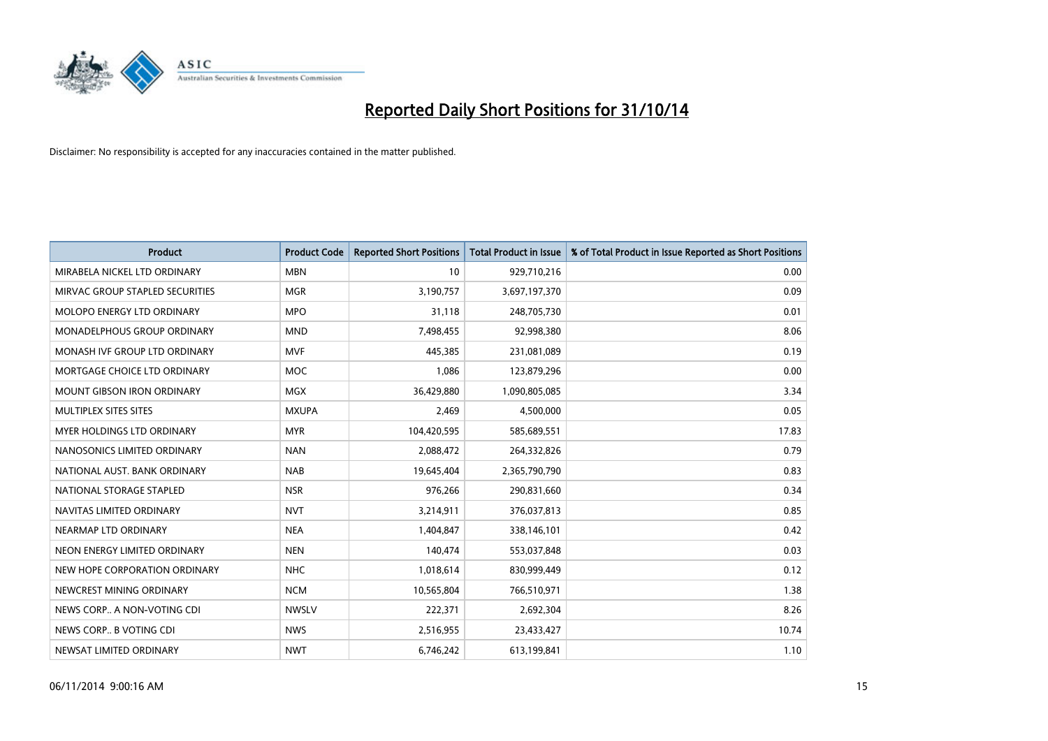# Reported Daily Short Positions for 31/10/14

Disclaimer: No responsibility is accepted for any inaccuracies contained in the matter published.

| Product | Product Code | Reported Short Positions | Total Product in Issue | % of Total Product in Issue Reported as Short Positions |
|---|---|---|---|---|
| MIRABELA NICKEL LTD ORDINARY | MBN | 10 | 929,710,216 | 0.00 |
| MIRVAC GROUP STAPLED SECURITIES | MGR | 3,190,757 | 3,697,197,370 | 0.09 |
| MOLOPO ENERGY LTD ORDINARY | MPO | 31,118 | 248,705,730 | 0.01 |
| MONADELPHOUS GROUP ORDINARY | MND | 7,498,455 | 92,998,380 | 8.06 |
| MONASH IVF GROUP LTD ORDINARY | MVF | 445,385 | 231,081,089 | 0.19 |
| MORTGAGE CHOICE LTD ORDINARY | MOC | 1,086 | 123,879,296 | 0.00 |
| MOUNT GIBSON IRON ORDINARY | MGX | 36,429,880 | 1,090,805,085 | 3.34 |
| MULTIPLEX SITES SITES | MXUPA | 2,469 | 4,500,000 | 0.05 |
| MYER HOLDINGS LTD ORDINARY | MYR | 104,420,595 | 585,689,551 | 17.83 |
| NANOSONICS LIMITED ORDINARY | NAN | 2,088,472 | 264,332,826 | 0.79 |
| NATIONAL AUST. BANK ORDINARY | NAB | 19,645,404 | 2,365,790,790 | 0.83 |
| NATIONAL STORAGE STAPLED | NSR | 976,266 | 290,831,660 | 0.34 |
| NAVITAS LIMITED ORDINARY | NVT | 3,214,911 | 376,037,813 | 0.85 |
| NEARMAP LTD ORDINARY | NEA | 1,404,847 | 338,146,101 | 0.42 |
| NEON ENERGY LIMITED ORDINARY | NEN | 140,474 | 553,037,848 | 0.03 |
| NEW HOPE CORPORATION ORDINARY | NHC | 1,018,614 | 830,999,449 | 0.12 |
| NEWCREST MINING ORDINARY | NCM | 10,565,804 | 766,510,971 | 1.38 |
| NEWS CORP.. A NON-VOTING CDI | NWSLV | 222,371 | 2,692,304 | 8.26 |
| NEWS CORP.. B VOTING CDI | NWS | 2,516,955 | 23,433,427 | 10.74 |
| NEWSAT LIMITED ORDINARY | NWT | 6,746,242 | 613,199,841 | 1.10 |

06/11/2014 9:00:16 AM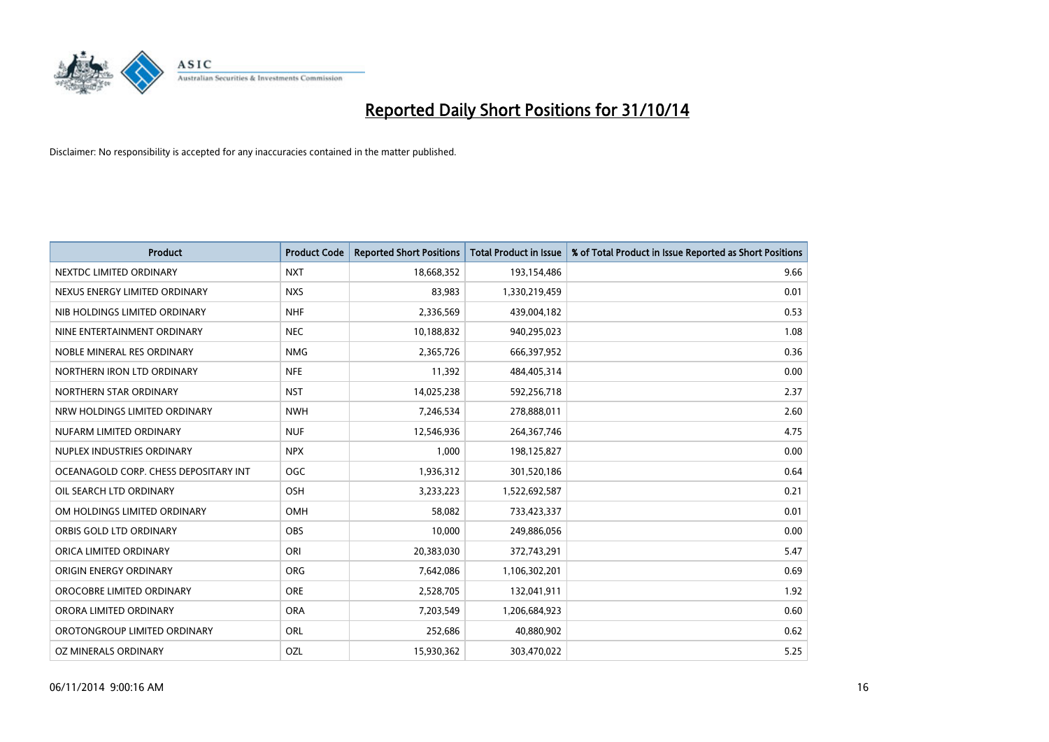# Reported Daily Short Positions for 31/10/14

Disclaimer: No responsibility is accepted for any inaccuracies contained in the matter published.

| Product | Product Code | Reported Short Positions | Total Product in Issue | % of Total Product in Issue Reported as Short Positions |
|---|---|---|---|---|
| NEXTDC LIMITED ORDINARY | NXT | 18,668,352 | 193,154,486 | 9.66 |
| NEXUS ENERGY LIMITED ORDINARY | NXS | 83,983 | 1,330,219,459 | 0.01 |
| NIB HOLDINGS LIMITED ORDINARY | NHF | 2,336,569 | 439,004,182 | 0.53 |
| NINE ENTERTAINMENT ORDINARY | NEC | 10,188,832 | 940,295,023 | 1.08 |
| NOBLE MINERAL RES ORDINARY | NMG | 2,365,726 | 666,397,952 | 0.36 |
| NORTHERN IRON LTD ORDINARY | NFE | 11,392 | 484,405,314 | 0.00 |
| NORTHERN STAR ORDINARY | NST | 14,025,238 | 592,256,718 | 2.37 |
| NRW HOLDINGS LIMITED ORDINARY | NWH | 7,246,534 | 278,888,011 | 2.60 |
| NUFARM LIMITED ORDINARY | NUF | 12,546,936 | 264,367,746 | 4.75 |
| NUPLEX INDUSTRIES ORDINARY | NPX | 1,000 | 198,125,827 | 0.00 |
| OCEANAGOLD CORP. CHESS DEPOSITARY INT | OGC | 1,936,312 | 301,520,186 | 0.64 |
| OIL SEARCH LTD ORDINARY | OSH | 3,233,223 | 1,522,692,587 | 0.21 |
| OM HOLDINGS LIMITED ORDINARY | OMH | 58,082 | 733,423,337 | 0.01 |
| ORBIS GOLD LTD ORDINARY | OBS | 10,000 | 249,886,056 | 0.00 |
| ORICA LIMITED ORDINARY | ORI | 20,383,030 | 372,743,291 | 5.47 |
| ORIGIN ENERGY ORDINARY | ORG | 7,642,086 | 1,106,302,201 | 0.69 |
| OROCOBRE LIMITED ORDINARY | ORE | 2,528,705 | 132,041,911 | 1.92 |
| ORORA LIMITED ORDINARY | ORA | 7,203,549 | 1,206,684,923 | 0.60 |
| OROTONGROUP LIMITED ORDINARY | ORL | 252,686 | 40,880,902 | 0.62 |
| OZ MINERALS ORDINARY | OZL | 15,930,362 | 303,470,022 | 5.25 |

06/11/2014 9:00:16 AM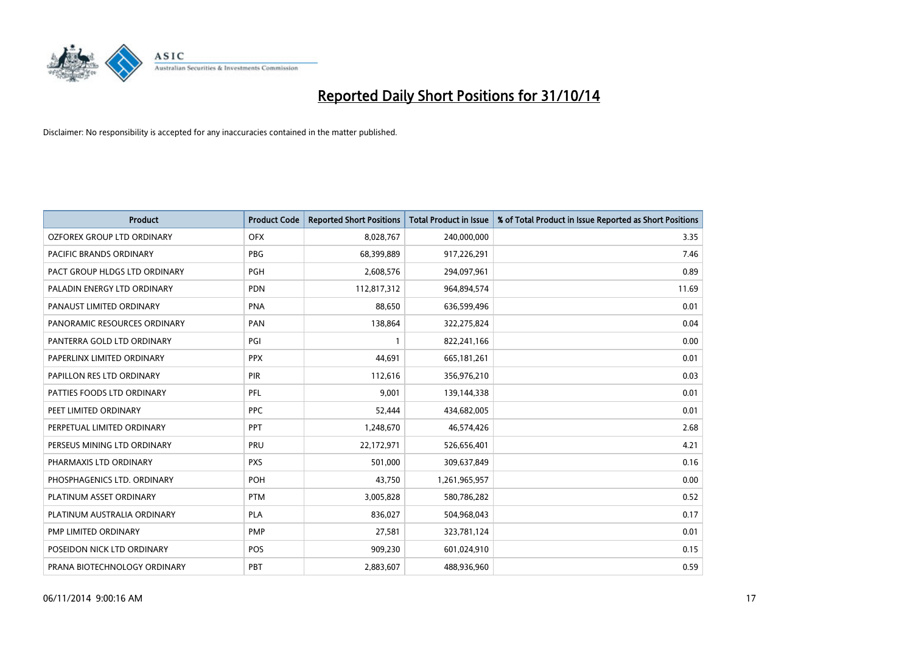# Reported Daily Short Positions for 31/10/14

Disclaimer: No responsibility is accepted for any inaccuracies contained in the matter published.

| Product | Product Code | Reported Short Positions | Total Product in Issue | % of Total Product in Issue Reported as Short Positions |
|---|---|---|---|---|
| OZFOREX GROUP LTD ORDINARY | OFX | 8,028,767 | 240,000,000 | 3.35 |
| PACIFIC BRANDS ORDINARY | PBG | 68,399,889 | 917,226,291 | 7.46 |
| PACT GROUP HLDGS LTD ORDINARY | PGH | 2,608,576 | 294,097,961 | 0.89 |
| PALADIN ENERGY LTD ORDINARY | PDN | 112,817,312 | 964,894,574 | 11.69 |
| PANAUST LIMITED ORDINARY | PNA | 88,650 | 636,599,496 | 0.01 |
| PANORAMIC RESOURCES ORDINARY | PAN | 138,864 | 322,275,824 | 0.04 |
| PANTERRA GOLD LTD ORDINARY | PGI | 1 | 822,241,166 | 0.00 |
| PAPERLINX LIMITED ORDINARY | PPX | 44,691 | 665,181,261 | 0.01 |
| PAPILLON RES LTD ORDINARY | PIR | 112,616 | 356,976,210 | 0.03 |
| PATTIES FOODS LTD ORDINARY | PFL | 9,001 | 139,144,338 | 0.01 |
| PEET LIMITED ORDINARY | PPC | 52,444 | 434,682,005 | 0.01 |
| PERPETUAL LIMITED ORDINARY | PPT | 1,248,670 | 46,574,426 | 2.68 |
| PERSEUS MINING LTD ORDINARY | PRU | 22,172,971 | 526,656,401 | 4.21 |
| PHARMAXIS LTD ORDINARY | PXS | 501,000 | 309,637,849 | 0.16 |
| PHOSPHAGENICS LTD. ORDINARY | POH | 43,750 | 1,261,965,957 | 0.00 |
| PLATINUM ASSET ORDINARY | PTM | 3,005,828 | 580,786,282 | 0.52 |
| PLATINUM AUSTRALIA ORDINARY | PLA | 836,027 | 504,968,043 | 0.17 |
| PMP LIMITED ORDINARY | PMP | 27,581 | 323,781,124 | 0.01 |
| POSEIDON NICK LTD ORDINARY | POS | 909,230 | 601,024,910 | 0.15 |
| PRANA BIOTECHNOLOGY ORDINARY | PBT | 2,883,607 | 488,936,960 | 0.59 |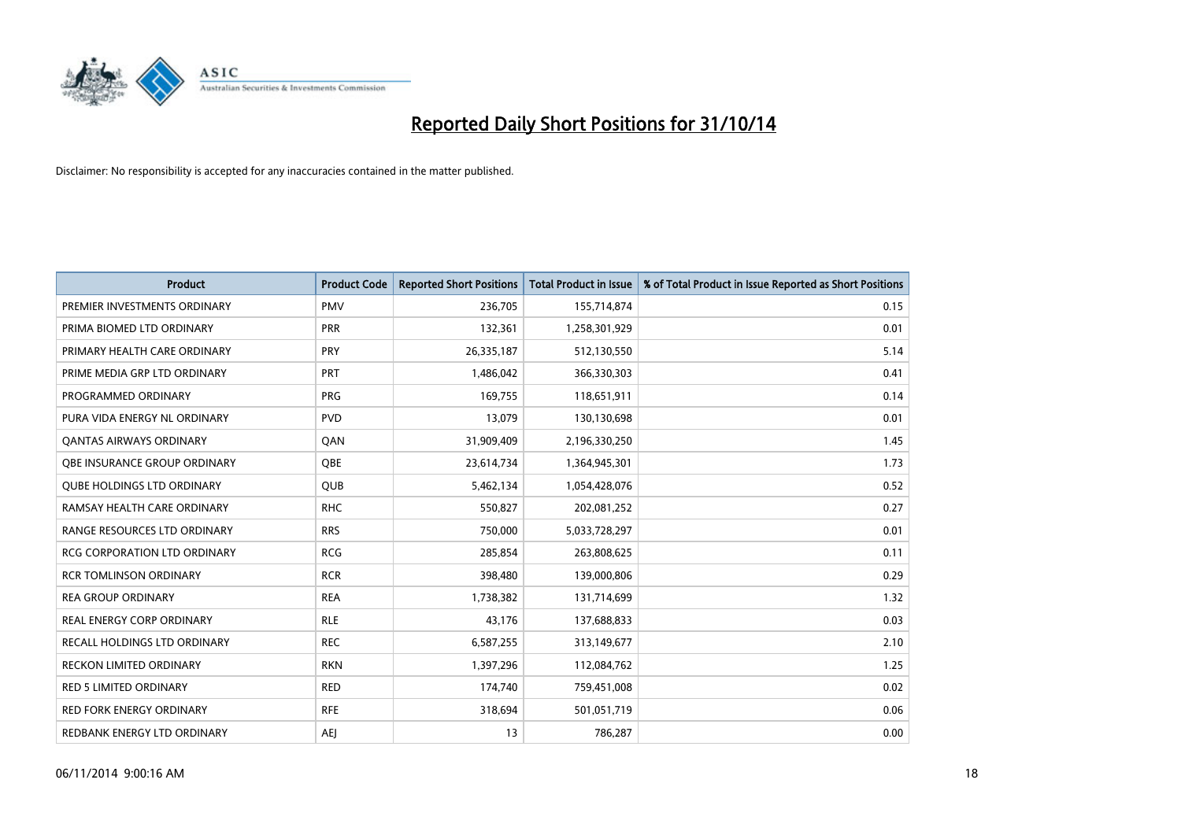# Reported Daily Short Positions for 31/10/14

Disclaimer: No responsibility is accepted for any inaccuracies contained in the matter published.

| Product | Product Code | Reported Short Positions | Total Product in Issue | % of Total Product in Issue Reported as Short Positions |
|---|---|---|---|---|
| PREMIER INVESTMENTS ORDINARY | PMV | 236,705 | 155,714,874 | 0.15 |
| PRIMA BIOMED LTD ORDINARY | PRR | 132,361 | 1,258,301,929 | 0.01 |
| PRIMARY HEALTH CARE ORDINARY | PRY | 26,335,187 | 512,130,550 | 5.14 |
| PRIME MEDIA GRP LTD ORDINARY | PRT | 1,486,042 | 366,330,303 | 0.41 |
| PROGRAMMED ORDINARY | PRG | 169,755 | 118,651,911 | 0.14 |
| PURA VIDA ENERGY NL ORDINARY | PVD | 13,079 | 130,130,698 | 0.01 |
| QANTAS AIRWAYS ORDINARY | QAN | 31,909,409 | 2,196,330,250 | 1.45 |
| QBE INSURANCE GROUP ORDINARY | QBE | 23,614,734 | 1,364,945,301 | 1.73 |
| QUBE HOLDINGS LTD ORDINARY | QUB | 5,462,134 | 1,054,428,076 | 0.52 |
| RAMSAY HEALTH CARE ORDINARY | RHC | 550,827 | 202,081,252 | 0.27 |
| RANGE RESOURCES LTD ORDINARY | RRS | 750,000 | 5,033,728,297 | 0.01 |
| RCG CORPORATION LTD ORDINARY | RCG | 285,854 | 263,808,625 | 0.11 |
| RCR TOMLINSON ORDINARY | RCR | 398,480 | 139,000,806 | 0.29 |
| REA GROUP ORDINARY | REA | 1,738,382 | 131,714,699 | 1.32 |
| REAL ENERGY CORP ORDINARY | RLE | 43,176 | 137,688,833 | 0.03 |
| RECALL HOLDINGS LTD ORDINARY | REC | 6,587,255 | 313,149,677 | 2.10 |
| RECKON LIMITED ORDINARY | RKN | 1,397,296 | 112,084,762 | 1.25 |
| RED 5 LIMITED ORDINARY | RED | 174,740 | 759,451,008 | 0.02 |
| RED FORK ENERGY ORDINARY | RFE | 318,694 | 501,051,719 | 0.06 |
| REDBANK ENERGY LTD ORDINARY | AEJ | 13 | 786,287 | 0.00 |

06/11/2014 9:00:16 AM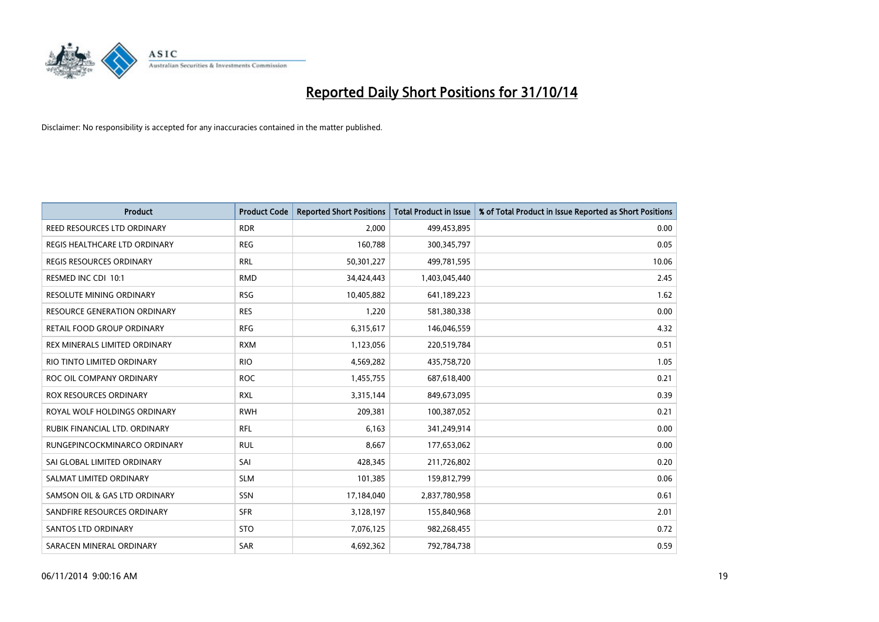# Reported Daily Short Positions for 31/10/14

Disclaimer: No responsibility is accepted for any inaccuracies contained in the matter published.

| Product | Product Code | Reported Short Positions | Total Product in Issue | % of Total Product in Issue Reported as Short Positions |
|---|---|---|---|---|
| REED RESOURCES LTD ORDINARY | RDR | 2,000 | 499,453,895 | 0.00 |
| REGIS HEALTHCARE LTD ORDINARY | REG | 160,788 | 300,345,797 | 0.05 |
| REGIS RESOURCES ORDINARY | RRL | 50,301,227 | 499,781,595 | 10.06 |
| RESMED INC CDI 10:1 | RMD | 34,424,443 | 1,403,045,440 | 2.45 |
| RESOLUTE MINING ORDINARY | RSG | 10,405,882 | 641,189,223 | 1.62 |
| RESOURCE GENERATION ORDINARY | RES | 1,220 | 581,380,338 | 0.00 |
| RETAIL FOOD GROUP ORDINARY | RFG | 6,315,617 | 146,046,559 | 4.32 |
| REX MINERALS LIMITED ORDINARY | RXM | 1,123,056 | 220,519,784 | 0.51 |
| RIO TINTO LIMITED ORDINARY | RIO | 4,569,282 | 435,758,720 | 1.05 |
| ROC OIL COMPANY ORDINARY | ROC | 1,455,755 | 687,618,400 | 0.21 |
| ROX RESOURCES ORDINARY | RXL | 3,315,144 | 849,673,095 | 0.39 |
| ROYAL WOLF HOLDINGS ORDINARY | RWH | 209,381 | 100,387,052 | 0.21 |
| RUBIK FINANCIAL LTD. ORDINARY | RFL | 6,163 | 341,249,914 | 0.00 |
| RUNGEPINCOCKMINARCO ORDINARY | RUL | 8,667 | 177,653,062 | 0.00 |
| SAI GLOBAL LIMITED ORDINARY | SAI | 428,345 | 211,726,802 | 0.20 |
| SALMAT LIMITED ORDINARY | SLM | 101,385 | 159,812,799 | 0.06 |
| SAMSON OIL & GAS LTD ORDINARY | SSN | 17,184,040 | 2,837,780,958 | 0.61 |
| SANDFIRE RESOURCES ORDINARY | SFR | 3,128,197 | 155,840,968 | 2.01 |
| SANTOS LTD ORDINARY | STO | 7,076,125 | 982,268,455 | 0.72 |
| SARACEN MINERAL ORDINARY | SAR | 4,692,362 | 792,784,738 | 0.59 |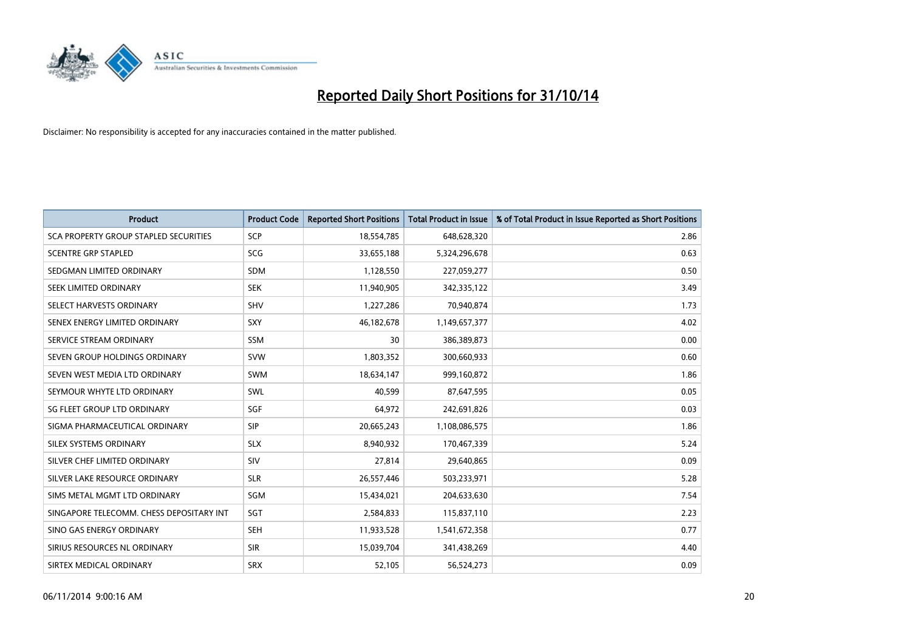# Reported Daily Short Positions for 31/10/14

Disclaimer: No responsibility is accepted for any inaccuracies contained in the matter published.

| Product | Product Code | Reported Short Positions | Total Product in Issue | % of Total Product in Issue Reported as Short Positions |
|---|---|---|---|---|
| SCA PROPERTY GROUP STAPLED SECURITIES | SCP | 18,554,785 | 648,628,320 | 2.86 |
| SCENTRE GRP STAPLED | SCG | 33,655,188 | 5,324,296,678 | 0.63 |
| SEDGMAN LIMITED ORDINARY | SDM | 1,128,550 | 227,059,277 | 0.50 |
| SEEK LIMITED ORDINARY | SEK | 11,940,905 | 342,335,122 | 3.49 |
| SELECT HARVESTS ORDINARY | SHV | 1,227,286 | 70,940,874 | 1.73 |
| SENEX ENERGY LIMITED ORDINARY | SXY | 46,182,678 | 1,149,657,377 | 4.02 |
| SERVICE STREAM ORDINARY | SSM | 30 | 386,389,873 | 0.00 |
| SEVEN GROUP HOLDINGS ORDINARY | SVW | 1,803,352 | 300,660,933 | 0.60 |
| SEVEN WEST MEDIA LTD ORDINARY | SWM | 18,634,147 | 999,160,872 | 1.86 |
| SEYMOUR WHYTE LTD ORDINARY | SWL | 40,599 | 87,647,595 | 0.05 |
| SG FLEET GROUP LTD ORDINARY | SGF | 64,972 | 242,691,826 | 0.03 |
| SIGMA PHARMACEUTICAL ORDINARY | SIP | 20,665,243 | 1,108,086,575 | 1.86 |
| SILEX SYSTEMS ORDINARY | SLX | 8,940,932 | 170,467,339 | 5.24 |
| SILVER CHEF LIMITED ORDINARY | SIV | 27,814 | 29,640,865 | 0.09 |
| SILVER LAKE RESOURCE ORDINARY | SLR | 26,557,446 | 503,233,971 | 5.28 |
| SIMS METAL MGMT LTD ORDINARY | SGM | 15,434,021 | 204,633,630 | 7.54 |
| SINGAPORE TELECOMM. CHESS DEPOSITARY INT | SGT | 2,584,833 | 115,837,110 | 2.23 |
| SINO GAS ENERGY ORDINARY | SEH | 11,933,528 | 1,541,672,358 | 0.77 |
| SIRIUS RESOURCES NL ORDINARY | SIR | 15,039,704 | 341,438,269 | 4.40 |
| SIRTEX MEDICAL ORDINARY | SRX | 52,105 | 56,524,273 | 0.09 |

06/11/2014 9:00:16 AM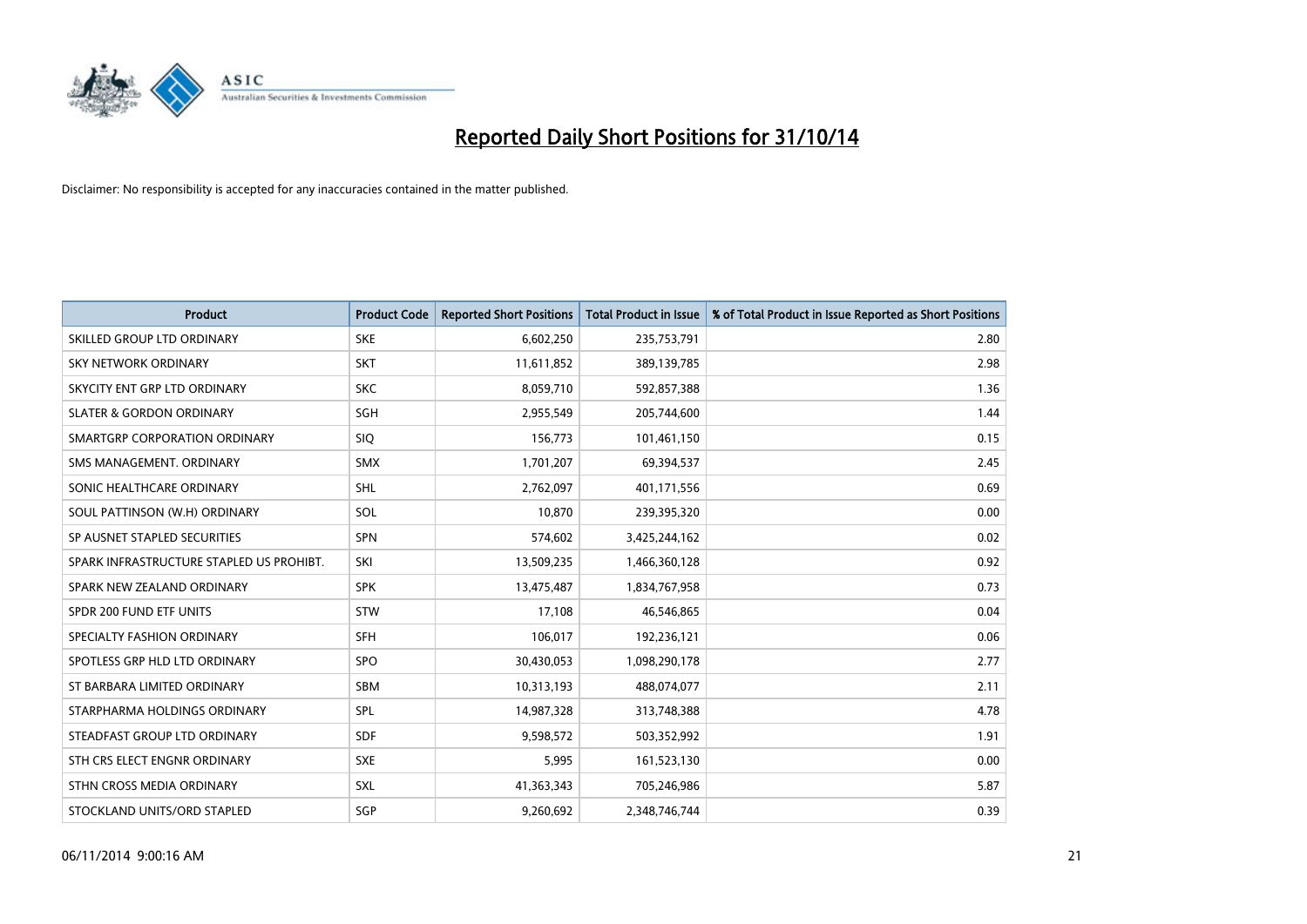# Reported Daily Short Positions for 31/10/14

Disclaimer: No responsibility is accepted for any inaccuracies contained in the matter published.

| Product | Product Code | Reported Short Positions | Total Product in Issue | % of Total Product in Issue Reported as Short Positions |
|---|---|---|---|---|
| SKILLED GROUP LTD ORDINARY | SKE | 6,602,250 | 235,753,791 | 2.80 |
| SKY NETWORK ORDINARY | SKT | 11,611,852 | 389,139,785 | 2.98 |
| SKYCITY ENT GRP LTD ORDINARY | SKC | 8,059,710 | 592,857,388 | 1.36 |
| SLATER & GORDON ORDINARY | SGH | 2,955,549 | 205,744,600 | 1.44 |
| SMARTGRP CORPORATION ORDINARY | SIQ | 156,773 | 101,461,150 | 0.15 |
| SMS MANAGEMENT. ORDINARY | SMX | 1,701,207 | 69,394,537 | 2.45 |
| SONIC HEALTHCARE ORDINARY | SHL | 2,762,097 | 401,171,556 | 0.69 |
| SOUL PATTINSON (W.H) ORDINARY | SOL | 10,870 | 239,395,320 | 0.00 |
| SP AUSNET STAPLED SECURITIES | SPN | 574,602 | 3,425,244,162 | 0.02 |
| SPARK INFRASTRUCTURE STAPLED US PROHIBT. | SKI | 13,509,235 | 1,466,360,128 | 0.92 |
| SPARK NEW ZEALAND ORDINARY | SPK | 13,475,487 | 1,834,767,958 | 0.73 |
| SPDR 200 FUND ETF UNITS | STW | 17,108 | 46,546,865 | 0.04 |
| SPECIALTY FASHION ORDINARY | SFH | 106,017 | 192,236,121 | 0.06 |
| SPOTLESS GRP HLD LTD ORDINARY | SPO | 30,430,053 | 1,098,290,178 | 2.77 |
| ST BARBARA LIMITED ORDINARY | SBM | 10,313,193 | 488,074,077 | 2.11 |
| STARPHARMA HOLDINGS ORDINARY | SPL | 14,987,328 | 313,748,388 | 4.78 |
| STEADFAST GROUP LTD ORDINARY | SDF | 9,598,572 | 503,352,992 | 1.91 |
| STH CRS ELECT ENGNR ORDINARY | SXE | 5,995 | 161,523,130 | 0.00 |
| STHN CROSS MEDIA ORDINARY | SXL | 41,363,343 | 705,246,986 | 5.87 |
| STOCKLAND UNITS/ORD STAPLED | SGP | 9,260,692 | 2,348,746,744 | 0.39 |

06/11/2014 9:00:16 AM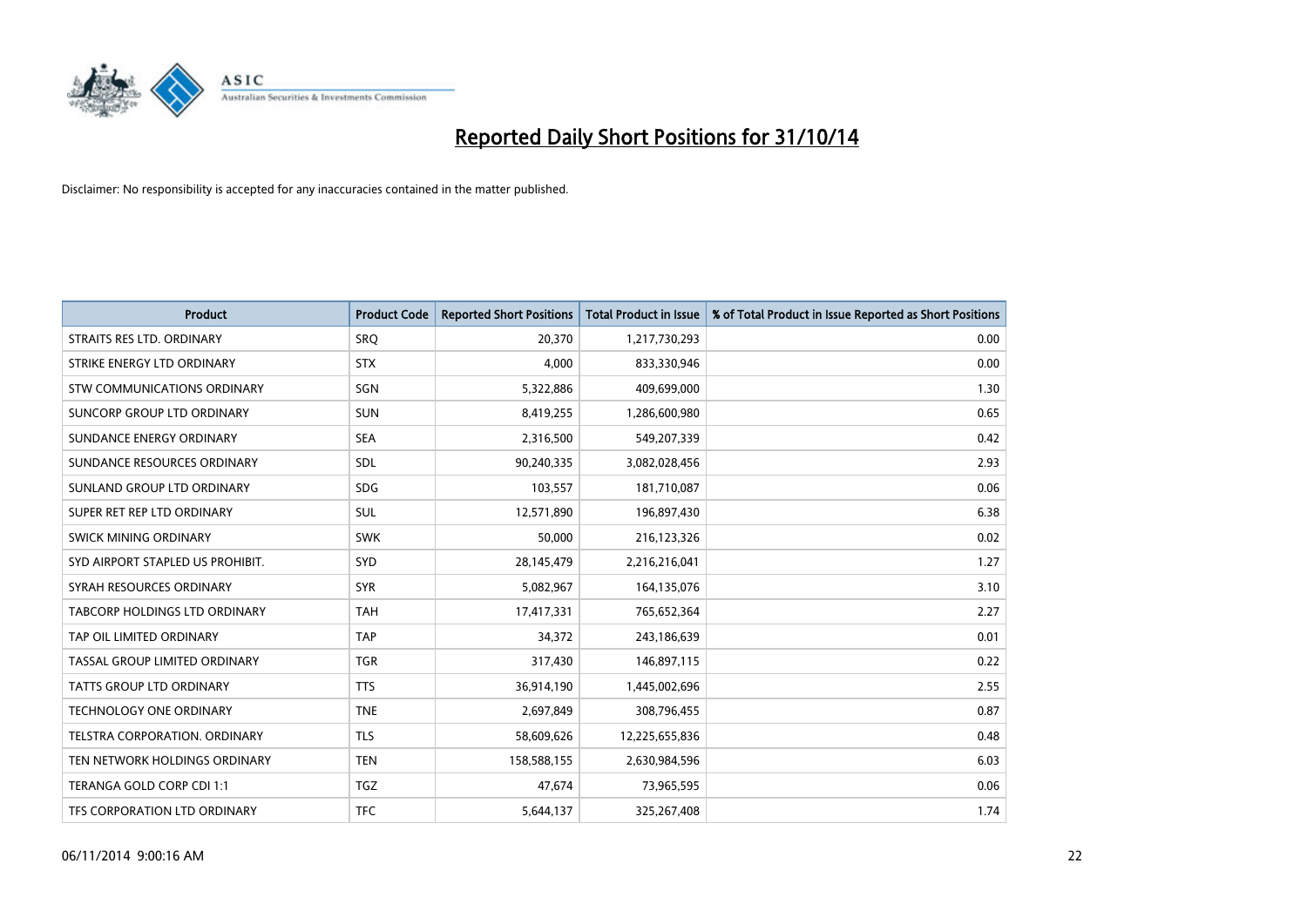# Reported Daily Short Positions for 31/10/14

Disclaimer: No responsibility is accepted for any inaccuracies contained in the matter published.

| Product | Product Code | Reported Short Positions | Total Product in Issue | % of Total Product in Issue Reported as Short Positions |
|---|---|---|---|---|
| STRAITS RES LTD. ORDINARY | SRQ | 20,370 | 1,217,730,293 | 0.00 |
| STRIKE ENERGY LTD ORDINARY | STX | 4,000 | 833,330,946 | 0.00 |
| STW COMMUNICATIONS ORDINARY | SGN | 5,322,886 | 409,699,000 | 1.30 |
| SUNCORP GROUP LTD ORDINARY | SUN | 8,419,255 | 1,286,600,980 | 0.65 |
| SUNDANCE ENERGY ORDINARY | SEA | 2,316,500 | 549,207,339 | 0.42 |
| SUNDANCE RESOURCES ORDINARY | SDL | 90,240,335 | 3,082,028,456 | 2.93 |
| SUNLAND GROUP LTD ORDINARY | SDG | 103,557 | 181,710,087 | 0.06 |
| SUPER RET REP LTD ORDINARY | SUL | 12,571,890 | 196,897,430 | 6.38 |
| SWICK MINING ORDINARY | SWK | 50,000 | 216,123,326 | 0.02 |
| SYD AIRPORT STAPLED US PROHIBIT. | SYD | 28,145,479 | 2,216,216,041 | 1.27 |
| SYRAH RESOURCES ORDINARY | SYR | 5,082,967 | 164,135,076 | 3.10 |
| TABCORP HOLDINGS LTD ORDINARY | TAH | 17,417,331 | 765,652,364 | 2.27 |
| TAP OIL LIMITED ORDINARY | TAP | 34,372 | 243,186,639 | 0.01 |
| TASSAL GROUP LIMITED ORDINARY | TGR | 317,430 | 146,897,115 | 0.22 |
| TATTS GROUP LTD ORDINARY | TTS | 36,914,190 | 1,445,002,696 | 2.55 |
| TECHNOLOGY ONE ORDINARY | TNE | 2,697,849 | 308,796,455 | 0.87 |
| TELSTRA CORPORATION. ORDINARY | TLS | 58,609,626 | 12,225,655,836 | 0.48 |
| TEN NETWORK HOLDINGS ORDINARY | TEN | 158,588,155 | 2,630,984,596 | 6.03 |
| TERANGA GOLD CORP CDI 1:1 | TGZ | 47,674 | 73,965,595 | 0.06 |
| TFS CORPORATION LTD ORDINARY | TFC | 5,644,137 | 325,267,408 | 1.74 |

06/11/2014 9:00:16 AM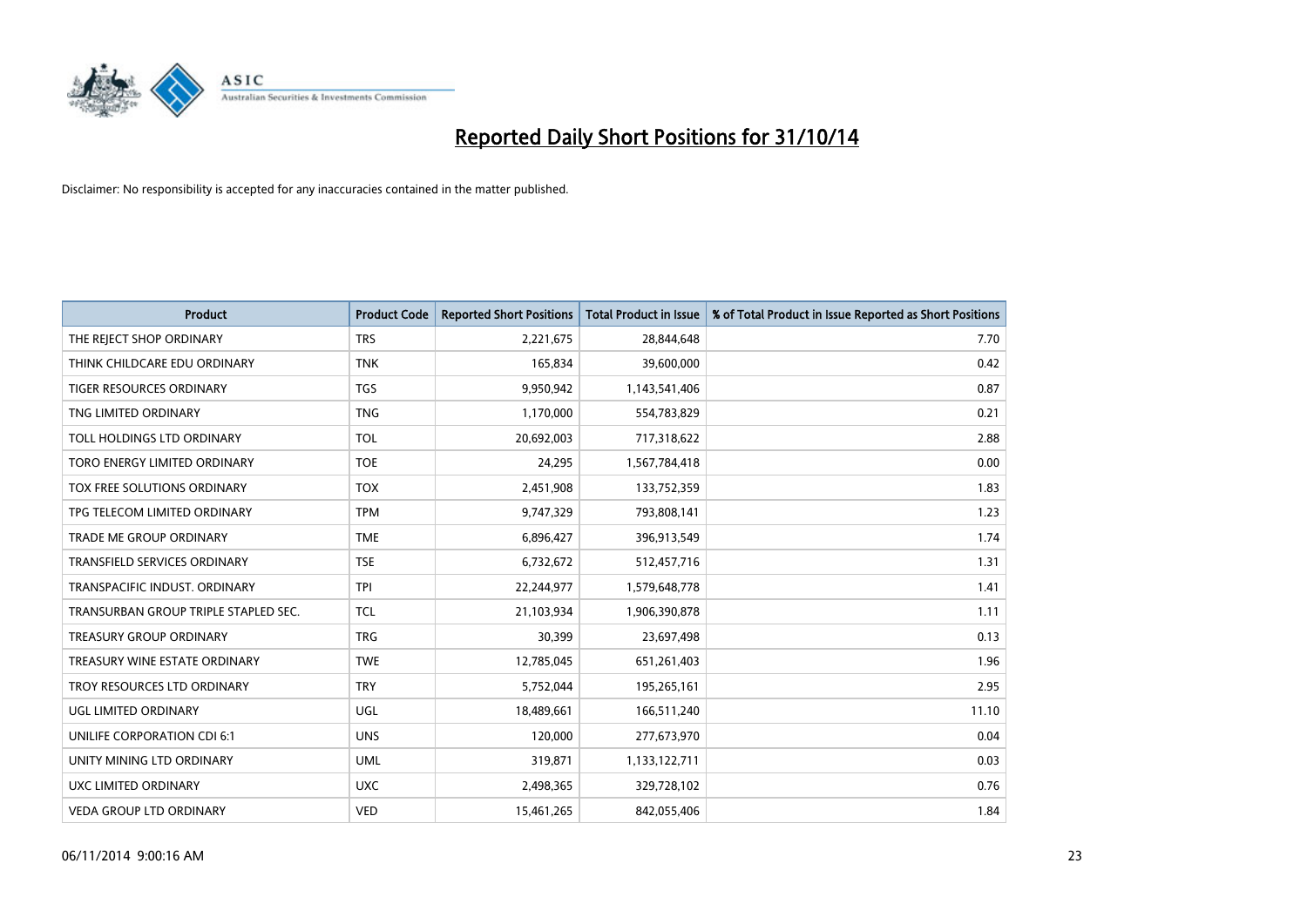# Reported Daily Short Positions for 31/10/14

Disclaimer: No responsibility is accepted for any inaccuracies contained in the matter published.

| Product | Product Code | Reported Short Positions | Total Product in Issue | % of Total Product in Issue Reported as Short Positions |
|---|---|---|---|---|
| THE REJECT SHOP ORDINARY | TRS | 2,221,675 | 28,844,648 | 7.70 |
| THINK CHILDCARE EDU ORDINARY | TNK | 165,834 | 39,600,000 | 0.42 |
| TIGER RESOURCES ORDINARY | TGS | 9,950,942 | 1,143,541,406 | 0.87 |
| TNG LIMITED ORDINARY | TNG | 1,170,000 | 554,783,829 | 0.21 |
| TOLL HOLDINGS LTD ORDINARY | TOL | 20,692,003 | 717,318,622 | 2.88 |
| TORO ENERGY LIMITED ORDINARY | TOE | 24,295 | 1,567,784,418 | 0.00 |
| TOX FREE SOLUTIONS ORDINARY | TOX | 2,451,908 | 133,752,359 | 1.83 |
| TPG TELECOM LIMITED ORDINARY | TPM | 9,747,329 | 793,808,141 | 1.23 |
| TRADE ME GROUP ORDINARY | TME | 6,896,427 | 396,913,549 | 1.74 |
| TRANSFIELD SERVICES ORDINARY | TSE | 6,732,672 | 512,457,716 | 1.31 |
| TRANSPACIFIC INDUST. ORDINARY | TPI | 22,244,977 | 1,579,648,778 | 1.41 |
| TRANSURBAN GROUP TRIPLE STAPLED SEC. | TCL | 21,103,934 | 1,906,390,878 | 1.11 |
| TREASURY GROUP ORDINARY | TRG | 30,399 | 23,697,498 | 0.13 |
| TREASURY WINE ESTATE ORDINARY | TWE | 12,785,045 | 651,261,403 | 1.96 |
| TROY RESOURCES LTD ORDINARY | TRY | 5,752,044 | 195,265,161 | 2.95 |
| UGL LIMITED ORDINARY | UGL | 18,489,661 | 166,511,240 | 11.10 |
| UNILIFE CORPORATION CDI 6:1 | UNS | 120,000 | 277,673,970 | 0.04 |
| UNITY MINING LTD ORDINARY | UML | 319,871 | 1,133,122,711 | 0.03 |
| UXC LIMITED ORDINARY | UXC | 2,498,365 | 329,728,102 | 0.76 |
| VEDA GROUP LTD ORDINARY | VED | 15,461,265 | 842,055,406 | 1.84 |

06/11/2014 9:00:16 AM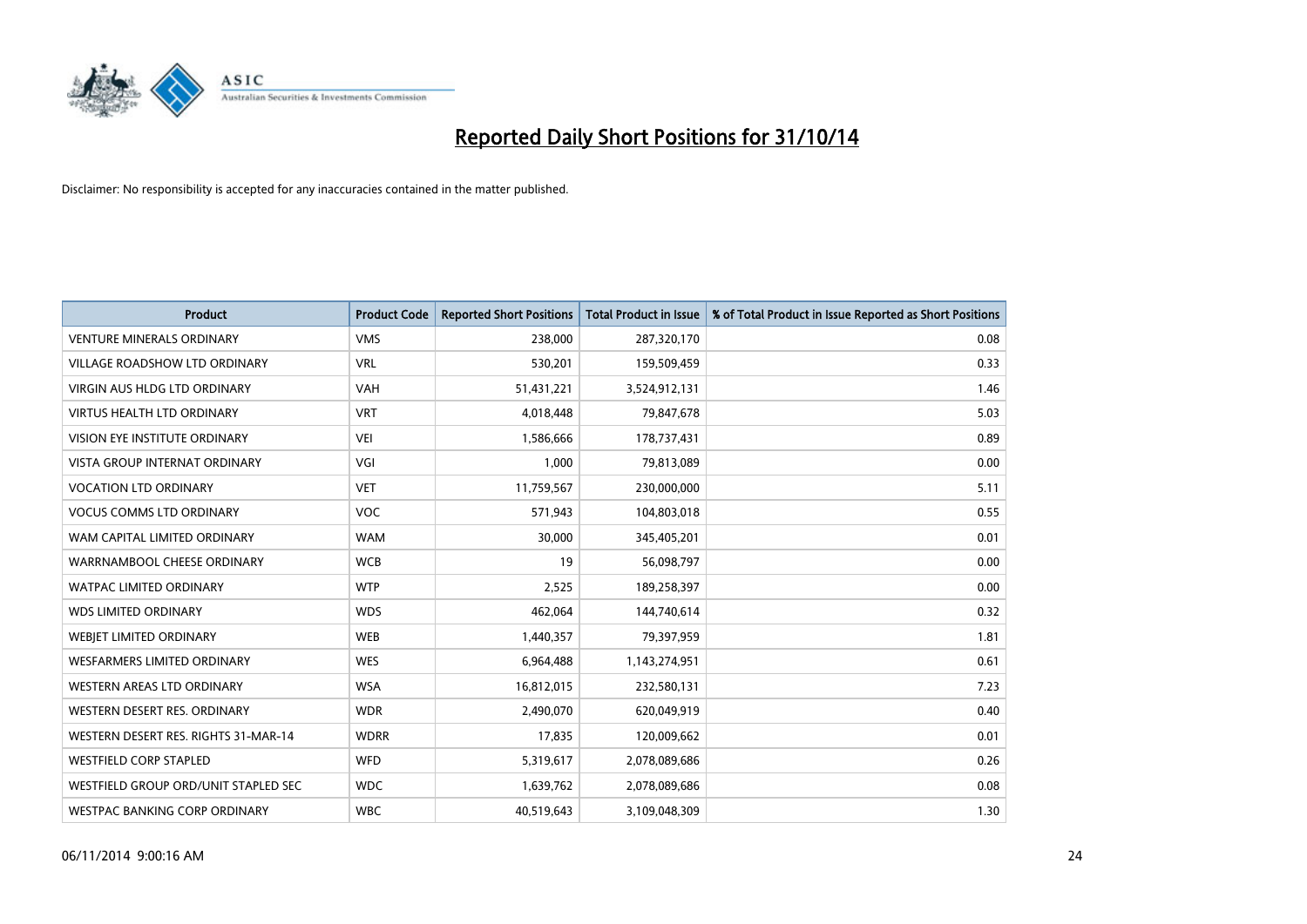# Reported Daily Short Positions for 31/10/14

Disclaimer: No responsibility is accepted for any inaccuracies contained in the matter published.

| Product | Product Code | Reported Short Positions | Total Product in Issue | % of Total Product in Issue Reported as Short Positions |
|---|---|---|---|---|
| VENTURE MINERALS ORDINARY | VMS | 238,000 | 287,320,170 | 0.08 |
| VILLAGE ROADSHOW LTD ORDINARY | VRL | 530,201 | 159,509,459 | 0.33 |
| VIRGIN AUS HLDG LTD ORDINARY | VAH | 51,431,221 | 3,524,912,131 | 1.46 |
| VIRTUS HEALTH LTD ORDINARY | VRT | 4,018,448 | 79,847,678 | 5.03 |
| VISION EYE INSTITUTE ORDINARY | VEI | 1,586,666 | 178,737,431 | 0.89 |
| VISTA GROUP INTERNAT ORDINARY | VGI | 1,000 | 79,813,089 | 0.00 |
| VOCATION LTD ORDINARY | VET | 11,759,567 | 230,000,000 | 5.11 |
| VOCUS COMMS LTD ORDINARY | VOC | 571,943 | 104,803,018 | 0.55 |
| WAM CAPITAL LIMITED ORDINARY | WAM | 30,000 | 345,405,201 | 0.01 |
| WARRNAMBOOL CHEESE ORDINARY | WCB | 19 | 56,098,797 | 0.00 |
| WATPAC LIMITED ORDINARY | WTP | 2,525 | 189,258,397 | 0.00 |
| WDS LIMITED ORDINARY | WDS | 462,064 | 144,740,614 | 0.32 |
| WEBJET LIMITED ORDINARY | WEB | 1,440,357 | 79,397,959 | 1.81 |
| WESFARMERS LIMITED ORDINARY | WES | 6,964,488 | 1,143,274,951 | 0.61 |
| WESTERN AREAS LTD ORDINARY | WSA | 16,812,015 | 232,580,131 | 7.23 |
| WESTERN DESERT RES. ORDINARY | WDR | 2,490,070 | 620,049,919 | 0.40 |
| WESTERN DESERT RES. RIGHTS 31-MAR-14 | WDRR | 17,835 | 120,009,662 | 0.01 |
| WESTFIELD CORP STAPLED | WFD | 5,319,617 | 2,078,089,686 | 0.26 |
| WESTFIELD GROUP ORD/UNIT STAPLED SEC | WDC | 1,639,762 | 2,078,089,686 | 0.08 |
| WESTPAC BANKING CORP ORDINARY | WBC | 40,519,643 | 3,109,048,309 | 1.30 |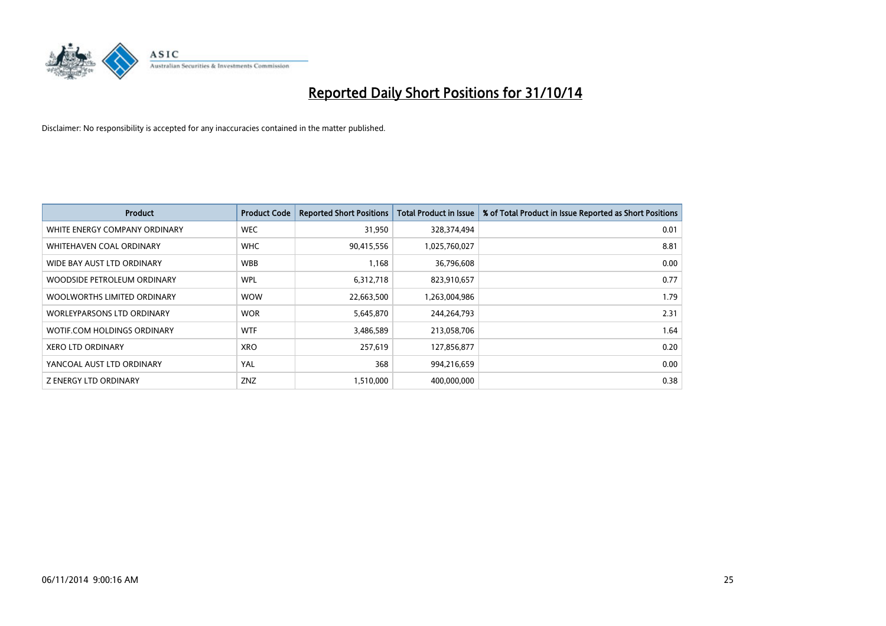# Reported Daily Short Positions for 31/10/14

Disclaimer: No responsibility is accepted for any inaccuracies contained in the matter published.

| Product | Product Code | Reported Short Positions | Total Product in Issue | % of Total Product in Issue Reported as Short Positions |
|---|---|---|---|---|
| WHITE ENERGY COMPANY ORDINARY | WEC | 31,950 | 328,374,494 | 0.01 |
| WHITEHAVEN COAL ORDINARY | WHC | 90,415,556 | 1,025,760,027 | 8.81 |
| WIDE BAY AUST LTD ORDINARY | WBB | 1,168 | 36,796,608 | 0.00 |
| WOODSIDE PETROLEUM ORDINARY | WPL | 6,312,718 | 823,910,657 | 0.77 |
| WOOLWORTHS LIMITED ORDINARY | WOW | 22,663,500 | 1,263,004,986 | 1.79 |
| WORLEYPARSONS LTD ORDINARY | WOR | 5,645,870 | 244,264,793 | 2.31 |
| WOTIF.COM HOLDINGS ORDINARY | WTF | 3,486,589 | 213,058,706 | 1.64 |
| XERO LTD ORDINARY | XRO | 257,619 | 127,856,877 | 0.20 |
| YANCOAL AUST LTD ORDINARY | YAL | 368 | 994,216,659 | 0.00 |
| Z ENERGY LTD ORDINARY | ZNZ | 1,510,000 | 400,000,000 | 0.38 |

06/11/2014 9:00:16 AM